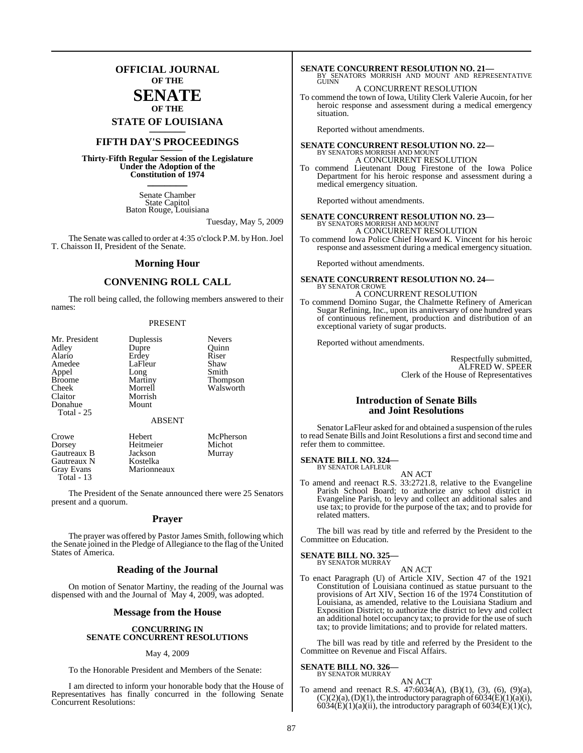# OFFICIAL JOURNAL OF THE SENATE OF THE STATE OF LOUISIANA

## FIFTH DAY'S PROCEEDINGS

**Thirty-Fifth Regular Session of the Legislature Under the Adoption of the Constitution of 1974**

Senate Chamber
State Capitol
Baton Rouge, Louisiana

Tuesday, May 5, 2009

The Senate was called to order at 4:35 o'clock P.M. by Hon. Joel T. Chaisson II, President of the Senate.

## Morning Hour

## CONVENING ROLL CALL

The roll being called, the following members answered to their names:

PRESENT

| | | |
|---|---|---|
| Mr. President | Duplessis | Nevers |
| Adley | Dupre | Quinn |
| Alario | Erdey | Riser |
| Amedee | LaFleur | Shaw |
| Appel | Long | Smith |
| Broome | Martiny | Thompson |
| Cheek | Morrell | Walsworth |
| Claitor | Morrish | |
| Donahue | Mount | |
| Total - 25 | | |

ABSENT

| | | |
|---|---|---|
| Crowe | Hebert | McPherson |
| Dorsey | Heitmeier | Michot |
| Gautreaux B | Jackson | Murray |
| Gautreaux N | Kostelka | |
| Gray Evans | Marionneaux | |
| Total - 13 | | |

The President of the Senate announced there were 25 Senators present and a quorum.

## Prayer

The prayer was offered by Pastor James Smith, following which the Senate joined in the Pledge of Allegiance to the flag of the United States of America.

## Reading of the Journal

On motion of Senator Martiny, the reading of the Journal was dispensed with and the Journal of May 4, 2009, was adopted.

## Message from the House

### CONCURRING IN SENATE CONCURRENT RESOLUTIONS

May 4, 2009

To the Honorable President and Members of the Senate:

I am directed to inform your honorable body that the House of Representatives has finally concurred in the following Senate Concurrent Resolutions:

**SENATE CONCURRENT RESOLUTION NO. 21—**
BY SENATORS MORRISH AND MOUNT AND REPRESENTATIVE GUINN

A CONCURRENT RESOLUTION

To commend the town of Iowa, Utility Clerk Valerie Aucoin, for her heroic response and assessment during a medical emergency situation.

Reported without amendments.

**SENATE CONCURRENT RESOLUTION NO. 22—**
BY SENATORS MORRISH AND MOUNT

A CONCURRENT RESOLUTION

To commend Lieutenant Doug Firestone of the Iowa Police Department for his heroic response and assessment during a medical emergency situation.

Reported without amendments.

**SENATE CONCURRENT RESOLUTION NO. 23—**
BY SENATORS MORRISH AND MOUNT

A CONCURRENT RESOLUTION

To commend Iowa Police Chief Howard K. Vincent for his heroic response and assessment during a medical emergency situation.

Reported without amendments.

**SENATE CONCURRENT RESOLUTION NO. 24—**
BY SENATOR CROWE

A CONCURRENT RESOLUTION

To commend Domino Sugar, the Chalmette Refinery of American Sugar Refining, Inc., upon its anniversary of one hundred years of continuous refinement, production and distribution of an exceptional variety of sugar products.

Reported without amendments.

Respectfully submitted,
ALFRED W. SPEER
Clerk of the House of Representatives

## Introduction of Senate Bills and Joint Resolutions

Senator LaFleur asked for and obtained a suspension of the rules to read Senate Bills and Joint Resolutions a first and second time and refer them to committee.

**SENATE BILL NO. 324—**
BY SENATOR LAFLEUR

AN ACT

To amend and reenact R.S. 33:2721.8, relative to the Evangeline Parish School Board; to authorize any school district in Evangeline Parish, to levy and collect an additional sales and use tax; to provide for the purpose of the tax; and to provide for related matters.

The bill was read by title and referred by the President to the Committee on Education.

**SENATE BILL NO. 325—**
BY SENATOR MURRAY

AN ACT

To enact Paragraph (U) of Article XIV, Section 47 of the 1921 Constitution of Louisiana continued as statue pursuant to the provisions of Art XIV, Section 16 of the 1974 Constitution of Louisiana, as amended, relative to the Louisiana Stadium and Exposition District; to authorize the district to levy and collect an additional hotel occupancy tax; to provide for the use of such tax; to provide limitations; and to provide for related matters.

The bill was read by title and referred by the President to the Committee on Revenue and Fiscal Affairs.

**SENATE BILL NO. 326—**
BY SENATOR MURRAY

AN ACT

To amend and reenact R.S. 47:6034(A), (B)(1), (3), (6), (9)(a), (C)(2)(a), (D)(1), the introductory paragraph of 6034(E)(1)(a)(i), 6034(E)(1)(a)(ii), the introductory paragraph of 6034(E)(1)(c),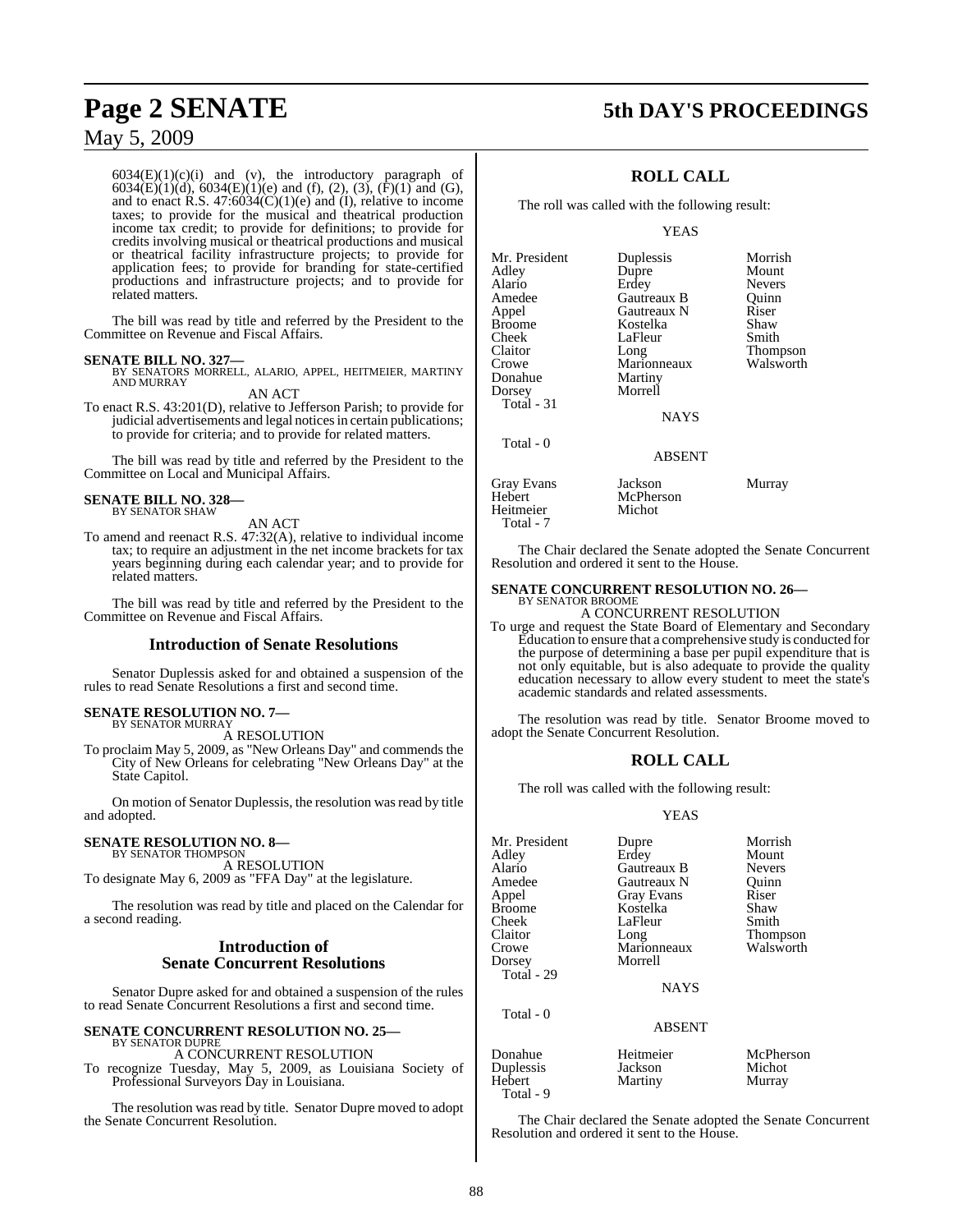6034(E)(1)(c)(i) and (v), the introductory paragraph of 6034(E)(1)(d), 6034(E)(1)(e) and (f), (2), (3), (F)(1) and (G), and to enact R.S. 47:6034(C)(1)(e) and (I), relative to income taxes; to provide for the musical and theatrical production income tax credit; to provide for definitions; to provide for credits involving musical or theatrical productions and musical or theatrical facility infrastructure projects; to provide for application fees; to provide for branding for state-certified productions and infrastructure projects; and to provide for related matters.

The bill was read by title and referred by the President to the Committee on Revenue and Fiscal Affairs.

**SENATE BILL NO. 327—**
BY SENATORS MORRELL, ALARIO, APPEL, HEITMEIER, MARTINY AND MURRAY

AN ACT

To enact R.S. 43:201(D), relative to Jefferson Parish; to provide for judicial advertisements and legal notices in certain publications; to provide for criteria; and to provide for related matters.

The bill was read by title and referred by the President to the Committee on Local and Municipal Affairs.

**SENATE BILL NO. 328—**
BY SENATOR SHAW

AN ACT

To amend and reenact R.S. 47:32(A), relative to individual income tax; to require an adjustment in the net income brackets for tax years beginning during each calendar year; and to provide for related matters.

The bill was read by title and referred by the President to the Committee on Revenue and Fiscal Affairs.

## Introduction of Senate Resolutions

Senator Duplessis asked for and obtained a suspension of the rules to read Senate Resolutions a first and second time.

**SENATE RESOLUTION NO. 7—**
BY SENATOR MURRAY

A RESOLUTION

To proclaim May 5, 2009, as "New Orleans Day" and commends the City of New Orleans for celebrating "New Orleans Day" at the State Capitol.

On motion of Senator Duplessis, the resolution was read by title and adopted.

**SENATE RESOLUTION NO. 8—**
BY SENATOR THOMPSON

A RESOLUTION

To designate May 6, 2009 as "FFA Day" at the legislature.

The resolution was read by title and placed on the Calendar for a second reading.

## Introduction of Senate Concurrent Resolutions

Senator Dupre asked for and obtained a suspension of the rules to read Senate Concurrent Resolutions a first and second time.

**SENATE CONCURRENT RESOLUTION NO. 25—**
BY SENATOR DUPRE

A CONCURRENT RESOLUTION

To recognize Tuesday, May 5, 2009, as Louisiana Society of Professional Surveyors Day in Louisiana.

The resolution was read by title. Senator Dupre moved to adopt the Senate Concurrent Resolution.

## ROLL CALL

The roll was called with the following result:

YEAS

| | | |
|---|---|---|
| Mr. President | Duplessis | Morrish |
| Adley | Dupre | Mount |
| Alario | Erdey | Nevers |
| Amedee | Gautreaux B | Quinn |
| Appel | Gautreaux N | Riser |
| Broome | Kostelka | Shaw |
| Cheek | LaFleur | Smith |
| Claitor | Long | Thompson |
| Crowe | Marionneaux | Walsworth |
| Donahue | Martiny | |
| Dorsey | Morrell | |

Total - 31

NAYS

Total - 0

ABSENT

| | | |
|---|---|---|
| Gray Evans | Jackson | Murray |
| Hebert | McPherson | |
| Heitmeier | Michot | |

Total - 7

The Chair declared the Senate adopted the Senate Concurrent Resolution and ordered it sent to the House.

**SENATE CONCURRENT RESOLUTION NO. 26—**
BY SENATOR BROOME

A CONCURRENT RESOLUTION

To urge and request the State Board of Elementary and Secondary Education to ensure that a comprehensive study is conducted for the purpose of determining a base per pupil expenditure that is not only equitable, but is also adequate to provide the quality education necessary to allow every student to meet the state's academic standards and related assessments.

The resolution was read by title. Senator Broome moved to adopt the Senate Concurrent Resolution.

## ROLL CALL

The roll was called with the following result:

YEAS

| | | |
|---|---|---|
| Mr. President | Dupre | Morrish |
| Adley | Erdey | Mount |
| Alario | Gautreaux B | Nevers |
| Amedee | Gautreaux N | Quinn |
| Appel | Gray Evans | Riser |
| Broome | Kostelka | Shaw |
| Cheek | LaFleur | Smith |
| Claitor | Long | Thompson |
| Crowe | Marionneaux | Walsworth |
| Dorsey | Morrell | |

Total - 29

NAYS

Total - 0

ABSENT

| | | |
|---|---|---|
| Donahue | Heitmeier | McPherson |
| Duplessis | Jackson | Michot |
| Hebert | Martiny | Murray |

Total - 9

The Chair declared the Senate adopted the Senate Concurrent Resolution and ordered it sent to the House.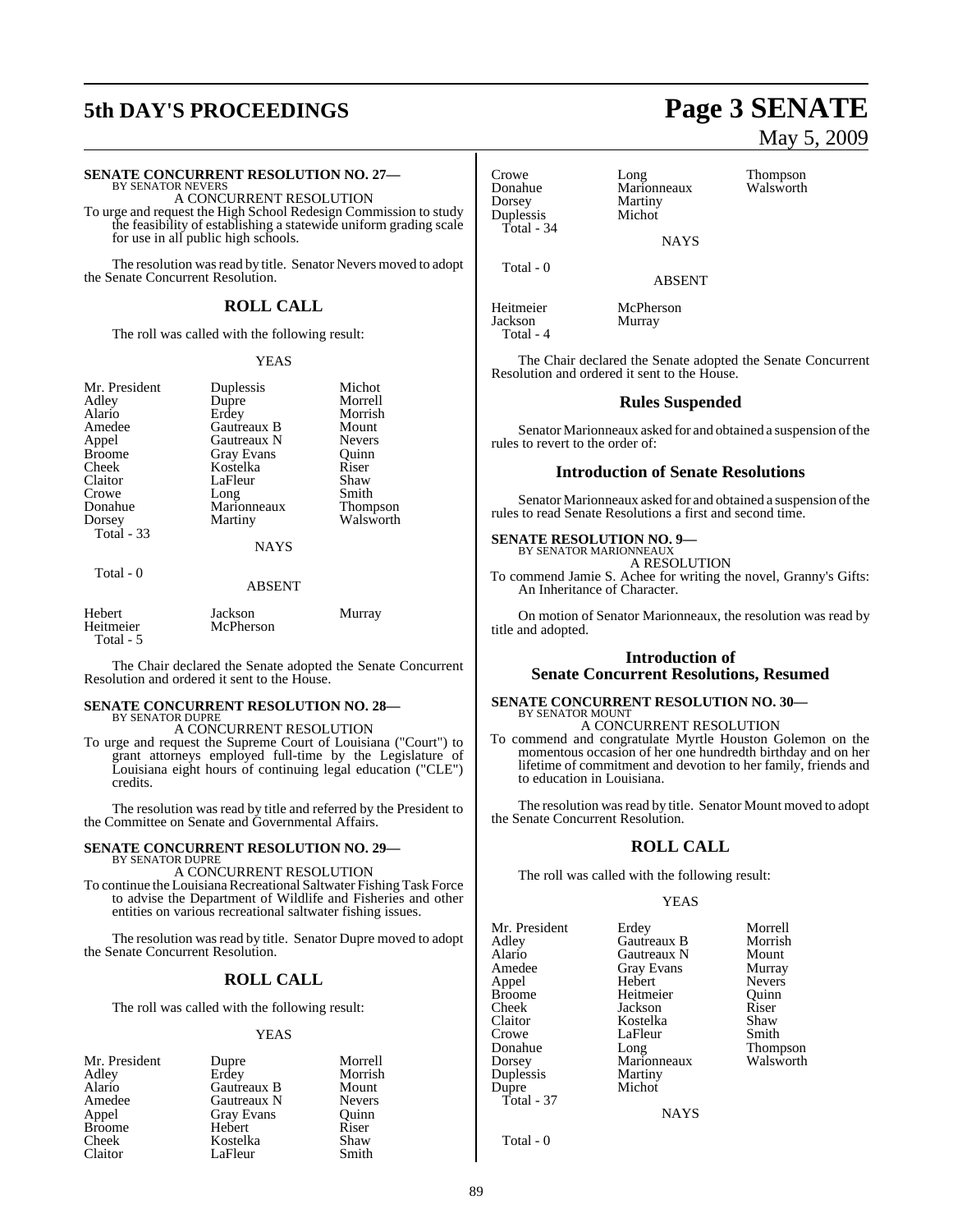**SENATE CONCURRENT RESOLUTION NO. 27—**
BY SENATOR NEVERS

A CONCURRENT RESOLUTION

To urge and request the High School Redesign Commission to study the feasibility of establishing a statewide uniform grading scale for use in all public high schools.

The resolution was read by title. Senator Nevers moved to adopt the Senate Concurrent Resolution.

## ROLL CALL

The roll was called with the following result:

YEAS

| | | |
|---|---|---|
| Mr. President | Duplessis | Michot |
| Adley | Dupre | Morrell |
| Alario | Erdey | Morrish |
| Amedee | Gautreaux B | Mount |
| Appel | Gautreaux N | Nevers |
| Broome | Gray Evans | Quinn |
| Cheek | Kostelka | Riser |
| Claitor | LaFleur | Shaw |
| Crowe | Long | Smith |
| Donahue | Marionneaux | Thompson |
| Dorsey | Martiny | Walsworth |
| Total - 33 | | |

NAYS

Total - 0

ABSENT

| | | |
|---|---|---|
| Hebert | Jackson | Murray |
| Heitmeier | McPherson | |
| Total - 5 | | |

The Chair declared the Senate adopted the Senate Concurrent Resolution and ordered it sent to the House.

**SENATE CONCURRENT RESOLUTION NO. 28—**
BY SENATOR DUPRE

A CONCURRENT RESOLUTION

To urge and request the Supreme Court of Louisiana ("Court") to grant attorneys employed full-time by the Legislature of Louisiana eight hours of continuing legal education ("CLE") credits.

The resolution was read by title and referred by the President to the Committee on Senate and Governmental Affairs.

**SENATE CONCURRENT RESOLUTION NO. 29—**
BY SENATOR DUPRE

A CONCURRENT RESOLUTION

To continue the Louisiana Recreational Saltwater Fishing Task Force to advise the Department of Wildlife and Fisheries and other entities on various recreational saltwater fishing issues.

The resolution was read by title. Senator Dupre moved to adopt the Senate Concurrent Resolution.

## ROLL CALL

The roll was called with the following result:

YEAS

| | | |
|---|---|---|
| Mr. President | Dupre | Morrell |
| Adley | Erdey | Morrish |
| Alario | Gautreaux B | Mount |
| Amedee | Gautreaux N | Nevers |
| Appel | Gray Evans | Quinn |
| Broome | Hebert | Riser |
| Cheek | Kostelka | Shaw |
| Claitor | LaFleur | Smith |
| Crowe | Long | Thompson |
| Donahue | Marionneaux | Walsworth |
| Dorsey | Martiny | |
| Duplessis | Michot | |
| Total - 34 | | |

NAYS

Total - 0

ABSENT

| | |
|---|---|
| Heitmeier | McPherson |
| Jackson | Murray |
| Total - 4 | |

The Chair declared the Senate adopted the Senate Concurrent Resolution and ordered it sent to the House.

## Rules Suspended

Senator Marionneaux asked for and obtained a suspension of the rules to revert to the order of:

## Introduction of Senate Resolutions

Senator Marionneaux asked for and obtained a suspension of the rules to read Senate Resolutions a first and second time.

**SENATE RESOLUTION NO. 9—**
BY SENATOR MARIONNEAUX

A RESOLUTION

To commend Jamie S. Achee for writing the novel, Granny's Gifts: An Inheritance of Character.

On motion of Senator Marionneaux, the resolution was read by title and adopted.

## Introduction of Senate Concurrent Resolutions, Resumed

**SENATE CONCURRENT RESOLUTION NO. 30—**
BY SENATOR MOUNT

A CONCURRENT RESOLUTION

To commend and congratulate Myrtle Houston Golemon on the momentous occasion of her one hundredth birthday and on her lifetime of commitment and devotion to her family, friends and to education in Louisiana.

The resolution was read by title. Senator Mount moved to adopt the Senate Concurrent Resolution.

## ROLL CALL

The roll was called with the following result:

YEAS

| | | |
|---|---|---|
| Mr. President | Erdey | Morrell |
| Adley | Gautreaux B | Morrish |
| Alario | Gautreaux N | Mount |
| Amedee | Gray Evans | Murray |
| Appel | Hebert | Nevers |
| Broome | Heitmeier | Quinn |
| Cheek | Jackson | Riser |
| Claitor | Kostelka | Shaw |
| Crowe | LaFleur | Smith |
| Donahue | Long | Thompson |
| Dorsey | Marionneaux | Walsworth |
| Duplessis | Martiny | |
| Dupre | Michot | |
| Total - 37 | | |

NAYS

Total - 0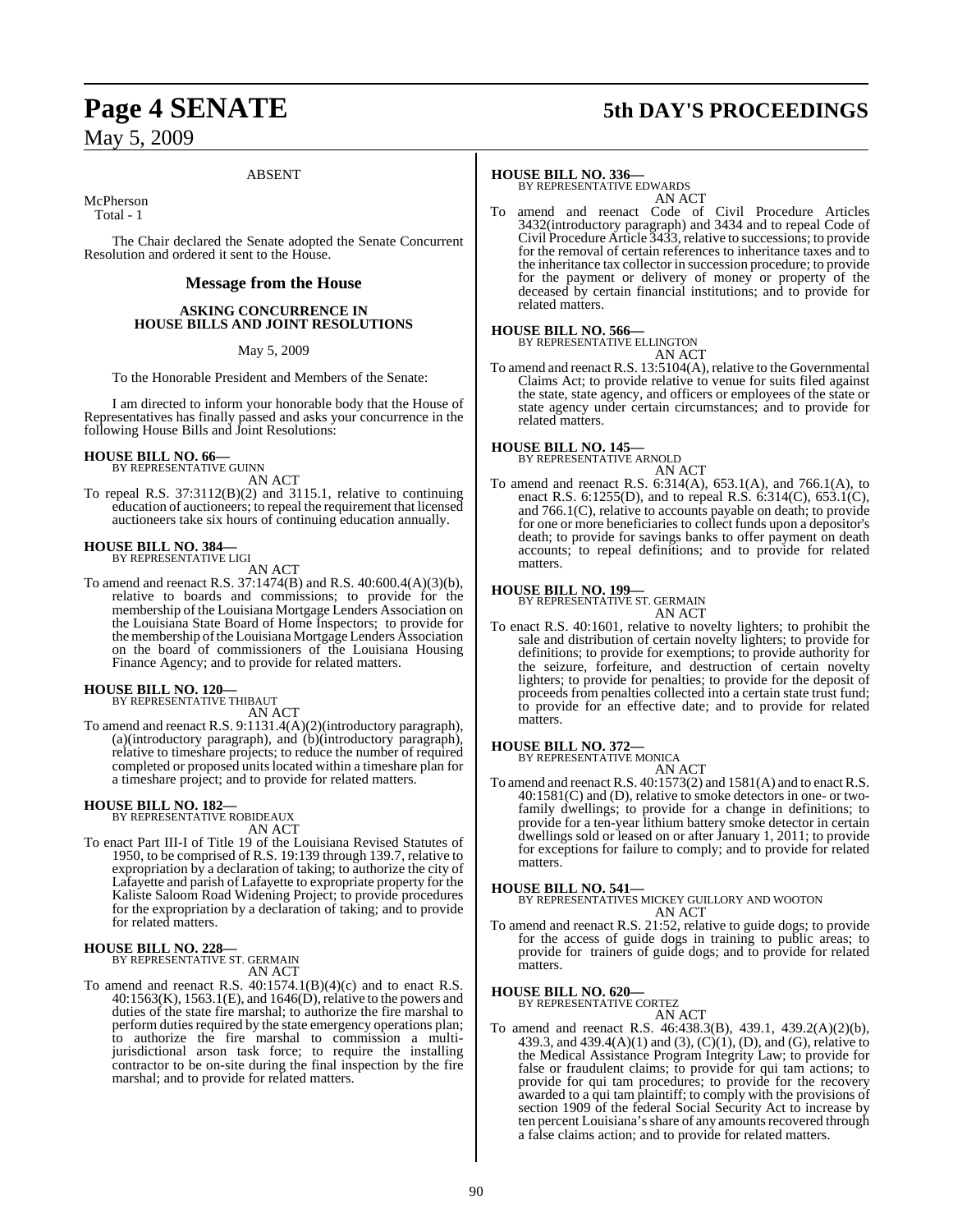ABSENT

McPherson
Total - 1

The Chair declared the Senate adopted the Senate Concurrent Resolution and ordered it sent to the House.

## Message from the House

### ASKING CONCURRENCE IN HOUSE BILLS AND JOINT RESOLUTIONS

May 5, 2009

To the Honorable President and Members of the Senate:

I am directed to inform your honorable body that the House of Representatives has finally passed and asks your concurrence in the following House Bills and Joint Resolutions:

**HOUSE BILL NO. 66—**
BY REPRESENTATIVE GUINN
AN ACT

To repeal R.S. 37:3112(B)(2) and 3115.1, relative to continuing education of auctioneers; to repeal the requirement that licensed auctioneers take six hours of continuing education annually.

**HOUSE BILL NO. 384—**
BY REPRESENTATIVE LIGI
AN ACT

To amend and reenact R.S. 37:1474(B) and R.S. 40:600.4(A)(3)(b), relative to boards and commissions; to provide for the membership of the Louisiana Mortgage Lenders Association on the Louisiana State Board of Home Inspectors; to provide for the membership of the Louisiana Mortgage Lenders Association on the board of commissioners of the Louisiana Housing Finance Agency; and to provide for related matters.

**HOUSE BILL NO. 120—**
BY REPRESENTATIVE THIBAUT
AN ACT

To amend and reenact R.S. 9:1131.4(A)(2)(introductory paragraph), (a)(introductory paragraph), and (b)(introductory paragraph), relative to timeshare projects; to reduce the number of required completed or proposed units located within a timeshare plan for a timeshare project; and to provide for related matters.

**HOUSE BILL NO. 182—**
BY REPRESENTATIVE ROBIDEAUX
AN ACT

To enact Part III-I of Title 19 of the Louisiana Revised Statutes of 1950, to be comprised of R.S. 19:139 through 139.7, relative to expropriation by a declaration of taking; to authorize the city of Lafayette and parish of Lafayette to expropriate property for the Kaliste Saloom Road Widening Project; to provide procedures for the expropriation by a declaration of taking; and to provide for related matters.

**HOUSE BILL NO. 228—**
BY REPRESENTATIVE ST. GERMAIN
AN ACT

To amend and reenact R.S. 40:1574.1(B)(4)(c) and to enact R.S. 40:1563(K), 1563.1(E), and 1646(D), relative to the powers and duties of the state fire marshal; to authorize the fire marshal to perform duties required by the state emergency operations plan; to authorize the fire marshal to commission a multi-jurisdictional arson task force; to require the installing contractor to be on-site during the final inspection by the fire marshal; and to provide for related matters.

**HOUSE BILL NO. 336—**
BY REPRESENTATIVE EDWARDS
AN ACT

To amend and reenact Code of Civil Procedure Articles 3432(introductory paragraph) and 3434 and to repeal Code of Civil Procedure Article 3433, relative to successions; to provide for the removal of certain references to inheritance taxes and to the inheritance tax collector in succession procedure; to provide for the payment or delivery of money or property of the deceased by certain financial institutions; and to provide for related matters.

**HOUSE BILL NO. 566—**
BY REPRESENTATIVE ELLINGTON
AN ACT

To amend and reenact R.S. 13:5104(A), relative to the Governmental Claims Act; to provide relative to venue for suits filed against the state, state agency, and officers or employees of the state or state agency under certain circumstances; and to provide for related matters.

**HOUSE BILL NO. 145—**
BY REPRESENTATIVE ARNOLD
AN ACT

To amend and reenact R.S. 6:314(A), 653.1(A), and 766.1(A), to enact R.S. 6:1255(D), and to repeal R.S. 6:314(C), 653.1(C), and 766.1(C), relative to accounts payable on death; to provide for one or more beneficiaries to collect funds upon a depositor's death; to provide for savings banks to offer payment on death accounts; to repeal definitions; and to provide for related matters.

**HOUSE BILL NO. 199—**
BY REPRESENTATIVE ST. GERMAIN
AN ACT

To enact R.S. 40:1601, relative to novelty lighters; to prohibit the sale and distribution of certain novelty lighters; to provide for definitions; to provide for exemptions; to provide authority for the seizure, forfeiture, and destruction of certain novelty lighters; to provide for penalties; to provide for the deposit of proceeds from penalties collected into a certain state trust fund; to provide for an effective date; and to provide for related matters.

**HOUSE BILL NO. 372—**
BY REPRESENTATIVE MONICA
AN ACT

To amend and reenact R.S. 40:1573(2) and 1581(A) and to enact R.S. 40:1581(C) and (D), relative to smoke detectors in one- or two-family dwellings; to provide for a change in definitions; to provide for a ten-year lithium battery smoke detector in certain dwellings sold or leased on or after January 1, 2011; to provide for exceptions for failure to comply; and to provide for related matters.

**HOUSE BILL NO. 541—**
BY REPRESENTATIVES MICKEY GUILLORY AND WOOTON
AN ACT

To amend and reenact R.S. 21:52, relative to guide dogs; to provide for the access of guide dogs in training to public areas; to provide for trainers of guide dogs; and to provide for related matters.

**HOUSE BILL NO. 620—**
BY REPRESENTATIVE CORTEZ
AN ACT

To amend and reenact R.S. 46:438.3(B), 439.1, 439.2(A)(2)(b), 439.3, and 439.4(A)(1) and (3), (C)(1), (D), and (G), relative to the Medical Assistance Program Integrity Law; to provide for false or fraudulent claims; to provide for qui tam actions; to provide for qui tam procedures; to provide for the recovery awarded to a qui tam plaintiff; to comply with the provisions of section 1909 of the federal Social Security Act to increase by ten percent Louisiana's share of any amounts recovered through a false claims action; and to provide for related matters.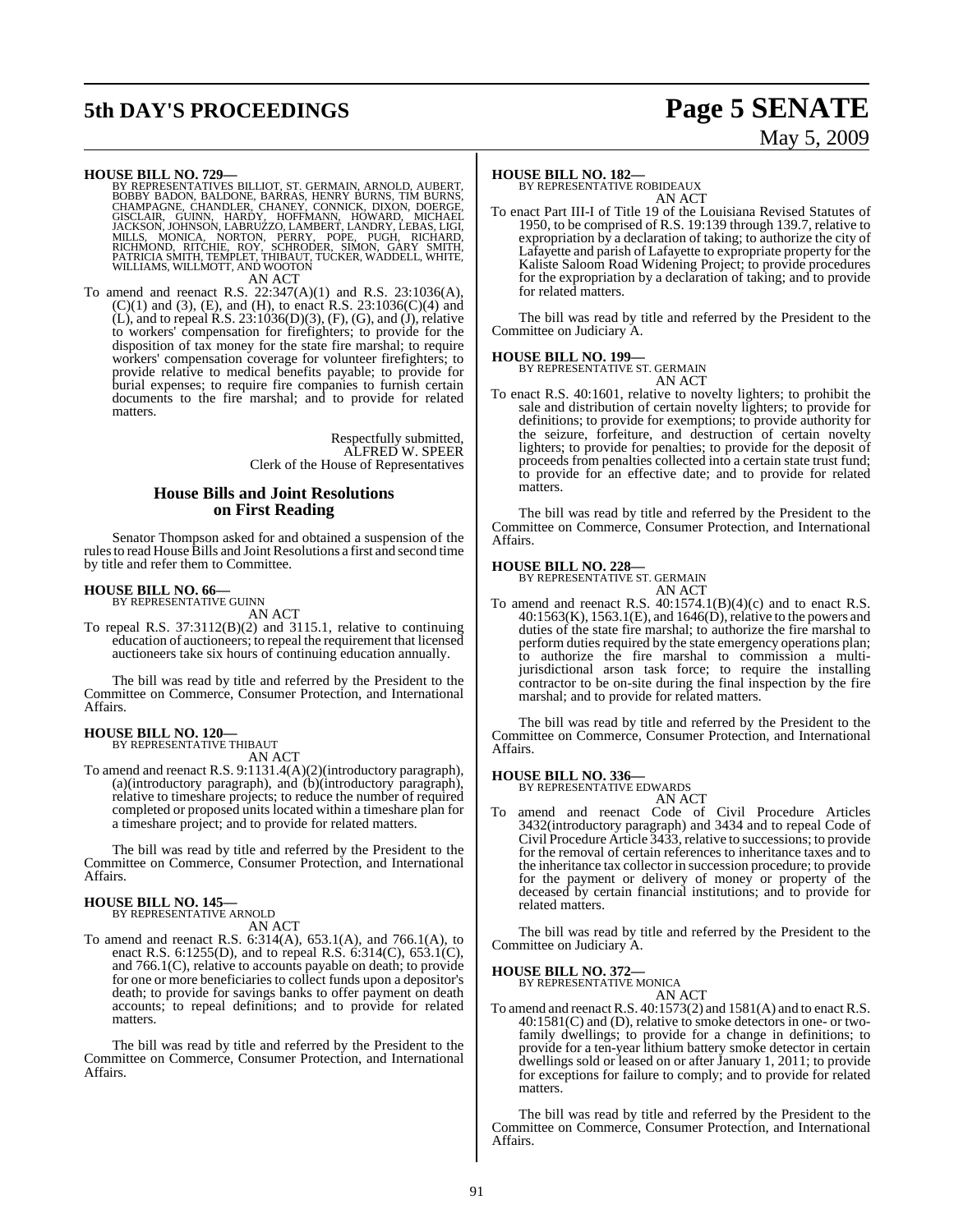**HOUSE BILL NO. 729—**
BY REPRESENTATIVES BILLIOT, ST. GERMAIN, ARNOLD, AUBERT, BOBBY BADON, BALDONE, BARRAS, HENRY BURNS, TIM BURNS, CHAMPAGNE, CHANDLER, CHANEY, CONNICK, DIXON, DOERGE, GISCLAIR, GUINN, HARDY, HOFFMANN, HOWARD, MICHAEL JACKSON, JOHNSON, LABRUZZO, LAMBERT, LANDRY, LEBAS, LIGI, MILLS, MONICA, NORTON, PERRY, POPE, PUGH, RICHARD, RICHMOND, RITCHIE, ROY, SCHRODER, SIMON, GARY SMITH, PATRICIA SMITH, TEMPLET, THIBAUT, TUCKER, WADDELL, WHITE, WILLIAMS, WILLMOTT, AND WOOTON

AN ACT

To amend and reenact R.S. 22:347(A)(1) and R.S. 23:1036(A), (C)(1) and (3), (E), and (H), to enact R.S. 23:1036(C)(4) and (L), and to repeal R.S. 23:1036(D)(3), (F), (G), and (J), relative to workers' compensation for firefighters; to provide for the disposition of tax money for the state fire marshal; to require workers' compensation coverage for volunteer firefighters; to provide relative to medical benefits payable; to provide for burial expenses; to require fire companies to furnish certain documents to the fire marshal; and to provide for related matters.

Respectfully submitted,
ALFRED W. SPEER
Clerk of the House of Representatives

## House Bills and Joint Resolutions on First Reading

Senator Thompson asked for and obtained a suspension of the rules to read House Bills and Joint Resolutions a first and second time by title and refer them to Committee.

**HOUSE BILL NO. 66—**
BY REPRESENTATIVE GUINN

AN ACT

To repeal R.S. 37:3112(B)(2) and 3115.1, relative to continuing education of auctioneers; to repeal the requirement that licensed auctioneers take six hours of continuing education annually.

The bill was read by title and referred by the President to the Committee on Commerce, Consumer Protection, and International Affairs.

**HOUSE BILL NO. 120—**
BY REPRESENTATIVE THIBAUT

AN ACT

To amend and reenact R.S. 9:1131.4(A)(2)(introductory paragraph), (a)(introductory paragraph), and (b)(introductory paragraph), relative to timeshare projects; to reduce the number of required completed or proposed units located within a timeshare plan for a timeshare project; and to provide for related matters.

The bill was read by title and referred by the President to the Committee on Commerce, Consumer Protection, and International Affairs.

**HOUSE BILL NO. 145—**
BY REPRESENTATIVE ARNOLD

AN ACT

To amend and reenact R.S. 6:314(A), 653.1(A), and 766.1(A), to enact R.S. 6:1255(D), and to repeal R.S. 6:314(C), 653.1(C), and 766.1(C), relative to accounts payable on death; to provide for one or more beneficiaries to collect funds upon a depositor's death; to provide for savings banks to offer payment on death accounts; to repeal definitions; and to provide for related matters.

The bill was read by title and referred by the President to the Committee on Commerce, Consumer Protection, and International Affairs.

**HOUSE BILL NO. 182—**
BY REPRESENTATIVE ROBIDEAUX

AN ACT

To enact Part III-I of Title 19 of the Louisiana Revised Statutes of 1950, to be comprised of R.S. 19:139 through 139.7, relative to expropriation by a declaration of taking; to authorize the city of Lafayette and parish of Lafayette to expropriate property for the Kaliste Saloom Road Widening Project; to provide procedures for the expropriation by a declaration of taking; and to provide for related matters.

The bill was read by title and referred by the President to the Committee on Judiciary A.

**HOUSE BILL NO. 199—**
BY REPRESENTATIVE ST. GERMAIN

AN ACT

To enact R.S. 40:1601, relative to novelty lighters; to prohibit the sale and distribution of certain novelty lighters; to provide for definitions; to provide for exemptions; to provide authority for the seizure, forfeiture, and destruction of certain novelty lighters; to provide for penalties; to provide for the deposit of proceeds from penalties collected into a certain state trust fund; to provide for an effective date; and to provide for related matters.

The bill was read by title and referred by the President to the Committee on Commerce, Consumer Protection, and International Affairs.

**HOUSE BILL NO. 228—**
BY REPRESENTATIVE ST. GERMAIN

AN ACT

To amend and reenact R.S. 40:1574.1(B)(4)(c) and to enact R.S. 40:1563(K), 1563.1(E), and 1646(D), relative to the powers and duties of the state fire marshal; to authorize the fire marshal to perform duties required by the state emergency operations plan; to authorize the fire marshal to commission a multi-jurisdictional arson task force; to require the installing contractor to be on-site during the final inspection by the fire marshal; and to provide for related matters.

The bill was read by title and referred by the President to the Committee on Commerce, Consumer Protection, and International Affairs.

**HOUSE BILL NO. 336—**
BY REPRESENTATIVE EDWARDS

AN ACT

To amend and reenact Code of Civil Procedure Articles 3432(introductory paragraph) and 3434 and to repeal Code of Civil Procedure Article 3433, relative to successions; to provide for the removal of certain references to inheritance taxes and to the inheritance tax collector in succession procedure; to provide for the payment or delivery of money or property of the deceased by certain financial institutions; and to provide for related matters.

The bill was read by title and referred by the President to the Committee on Judiciary A.

**HOUSE BILL NO. 372—**
BY REPRESENTATIVE MONICA

AN ACT

To amend and reenact R.S. 40:1573(2) and 1581(A) and to enact R.S. 40:1581(C) and (D), relative to smoke detectors in one- or two-family dwellings; to provide for a change in definitions; to provide for a ten-year lithium battery smoke detector in certain dwellings sold or leased on or after January 1, 2011; to provide for exceptions for failure to comply; and to provide for related matters.

The bill was read by title and referred by the President to the Committee on Commerce, Consumer Protection, and International Affairs.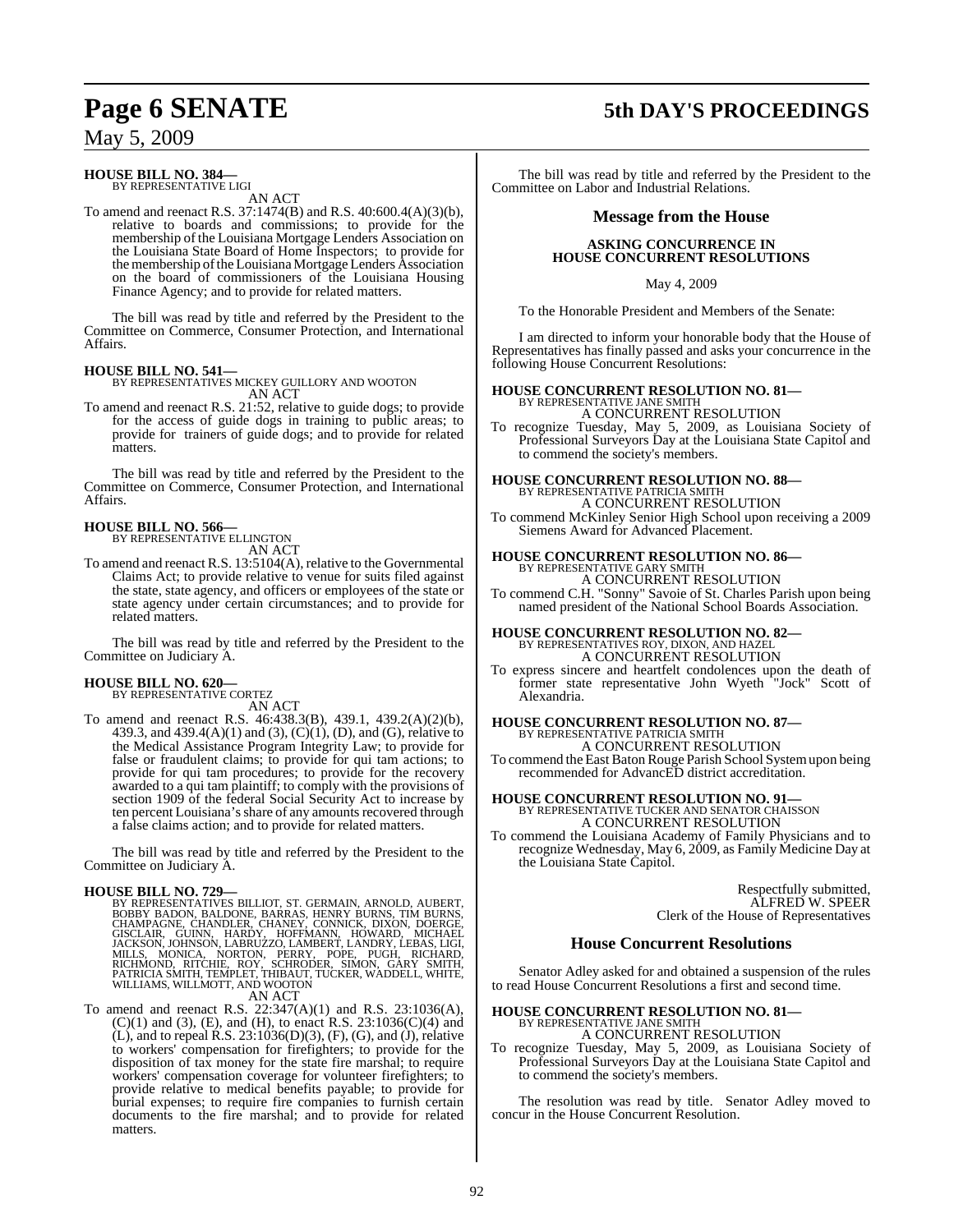**HOUSE BILL NO. 384—**
BY REPRESENTATIVE LIGI

AN ACT

To amend and reenact R.S. 37:1474(B) and R.S. 40:600.4(A)(3)(b), relative to boards and commissions; to provide for the membership of the Louisiana Mortgage Lenders Association on the Louisiana State Board of Home Inspectors; to provide for the membership of the Louisiana Mortgage Lenders Association on the board of commissioners of the Louisiana Housing Finance Agency; and to provide for related matters.

The bill was read by title and referred by the President to the Committee on Commerce, Consumer Protection, and International Affairs.

**HOUSE BILL NO. 541—**
BY REPRESENTATIVES MICKEY GUILLORY AND WOOTON

AN ACT

To amend and reenact R.S. 21:52, relative to guide dogs; to provide for the access of guide dogs in training to public areas; to provide for trainers of guide dogs; and to provide for related matters.

The bill was read by title and referred by the President to the Committee on Commerce, Consumer Protection, and International Affairs.

**HOUSE BILL NO. 566—**
BY REPRESENTATIVE ELLINGTON

AN ACT

To amend and reenact R.S. 13:5104(A), relative to the Governmental Claims Act; to provide relative to venue for suits filed against the state, state agency, and officers or employees of the state or state agency under certain circumstances; and to provide for related matters.

The bill was read by title and referred by the President to the Committee on Judiciary A.

**HOUSE BILL NO. 620—**
BY REPRESENTATIVE CORTEZ

AN ACT

To amend and reenact R.S. 46:438.3(B), 439.1, 439.2(A)(2)(b), 439.3, and 439.4(A)(1) and (3), (C)(1), (D), and (G), relative to the Medical Assistance Program Integrity Law; to provide for false or fraudulent claims; to provide for qui tam actions; to provide for qui tam procedures; to provide for the recovery awarded to a qui tam plaintiff; to comply with the provisions of section 1909 of the federal Social Security Act to increase by ten percent Louisiana's share of any amounts recovered through a false claims action; and to provide for related matters.

The bill was read by title and referred by the President to the Committee on Judiciary A.

**HOUSE BILL NO. 729—**
BY REPRESENTATIVES BILLIOT, ST. GERMAIN, ARNOLD, AUBERT, BOBBY BADON, BALDONE, BARRAS, HENRY BURNS, TIM BURNS, CHAMPAGNE, CHANDLER, CHANEY, CONNICK, DIXON, DOERGE, GISCLAIR, GUINN, HARDY, HOFFMANN, HOWARD, MICHAEL JACKSON, JOHNSON, LABRUZZO, LAMBERT, LANDRY, LEBAS, LIGI, MILLS, MONICA, NORTON, PERRY, POPE, PUGH, RICHARD, RICHMOND, RITCHIE, ROY, SCHRODER, SIMON, GARY SMITH, PATRICIA SMITH, TEMPLET, THIBAUT, TUCKER, WADDELL, WHITE, WILLIAMS, WILLMOTT, AND WOOTON

AN ACT

To amend and reenact R.S. 22:347(A)(1) and R.S. 23:1036(A), (C)(1) and (3), (E), and (H), to enact R.S. 23:1036(C)(4) and (L), and to repeal R.S. 23:1036(D)(3), (F), (G), and (J), relative to workers' compensation for firefighters; to provide for the disposition of tax money for the state fire marshal; to require workers' compensation coverage for volunteer firefighters; to provide relative to medical benefits payable; to provide for burial expenses; to require fire companies to furnish certain documents to the fire marshal; and to provide for related matters.

The bill was read by title and referred by the President to the Committee on Labor and Industrial Relations.

## Message from the House

**ASKING CONCURRENCE IN HOUSE CONCURRENT RESOLUTIONS**

May 4, 2009

To the Honorable President and Members of the Senate:

I am directed to inform your honorable body that the House of Representatives has finally passed and asks your concurrence in the following House Concurrent Resolutions:

**HOUSE CONCURRENT RESOLUTION NO. 81—**
BY REPRESENTATIVE JANE SMITH

A CONCURRENT RESOLUTION

To recognize Tuesday, May 5, 2009, as Louisiana Society of Professional Surveyors Day at the Louisiana State Capitol and to commend the society's members.

**HOUSE CONCURRENT RESOLUTION NO. 88—**
BY REPRESENTATIVE PATRICIA SMITH

A CONCURRENT RESOLUTION

To commend McKinley Senior High School upon receiving a 2009 Siemens Award for Advanced Placement.

**HOUSE CONCURRENT RESOLUTION NO. 86—**
BY REPRESENTATIVE GARY SMITH

A CONCURRENT RESOLUTION

To commend C.H. "Sonny" Savoie of St. Charles Parish upon being named president of the National School Boards Association.

**HOUSE CONCURRENT RESOLUTION NO. 82—**
BY REPRESENTATIVES ROY, DIXON, AND HAZEL

A CONCURRENT RESOLUTION

To express sincere and heartfelt condolences upon the death of former state representative John Wyeth "Jock" Scott of Alexandria.

**HOUSE CONCURRENT RESOLUTION NO. 87—**
BY REPRESENTATIVE PATRICIA SMITH

A CONCURRENT RESOLUTION

To commend the East Baton Rouge Parish School System upon being recommended for AdvancED district accreditation.

**HOUSE CONCURRENT RESOLUTION NO. 91—**
BY REPRESENTATIVE TUCKER AND SENATOR CHAISSON

A CONCURRENT RESOLUTION

To commend the Louisiana Academy of Family Physicians and to recognize Wednesday, May 6, 2009, as Family Medicine Day at the Louisiana State Capitol.

Respectfully submitted,
ALFRED W. SPEER
Clerk of the House of Representatives

## House Concurrent Resolutions

Senator Adley asked for and obtained a suspension of the rules to read House Concurrent Resolutions a first and second time.

**HOUSE CONCURRENT RESOLUTION NO. 81—**
BY REPRESENTATIVE JANE SMITH

A CONCURRENT RESOLUTION

To recognize Tuesday, May 5, 2009, as Louisiana Society of Professional Surveyors Day at the Louisiana State Capitol and to commend the society's members.

The resolution was read by title. Senator Adley moved to concur in the House Concurrent Resolution.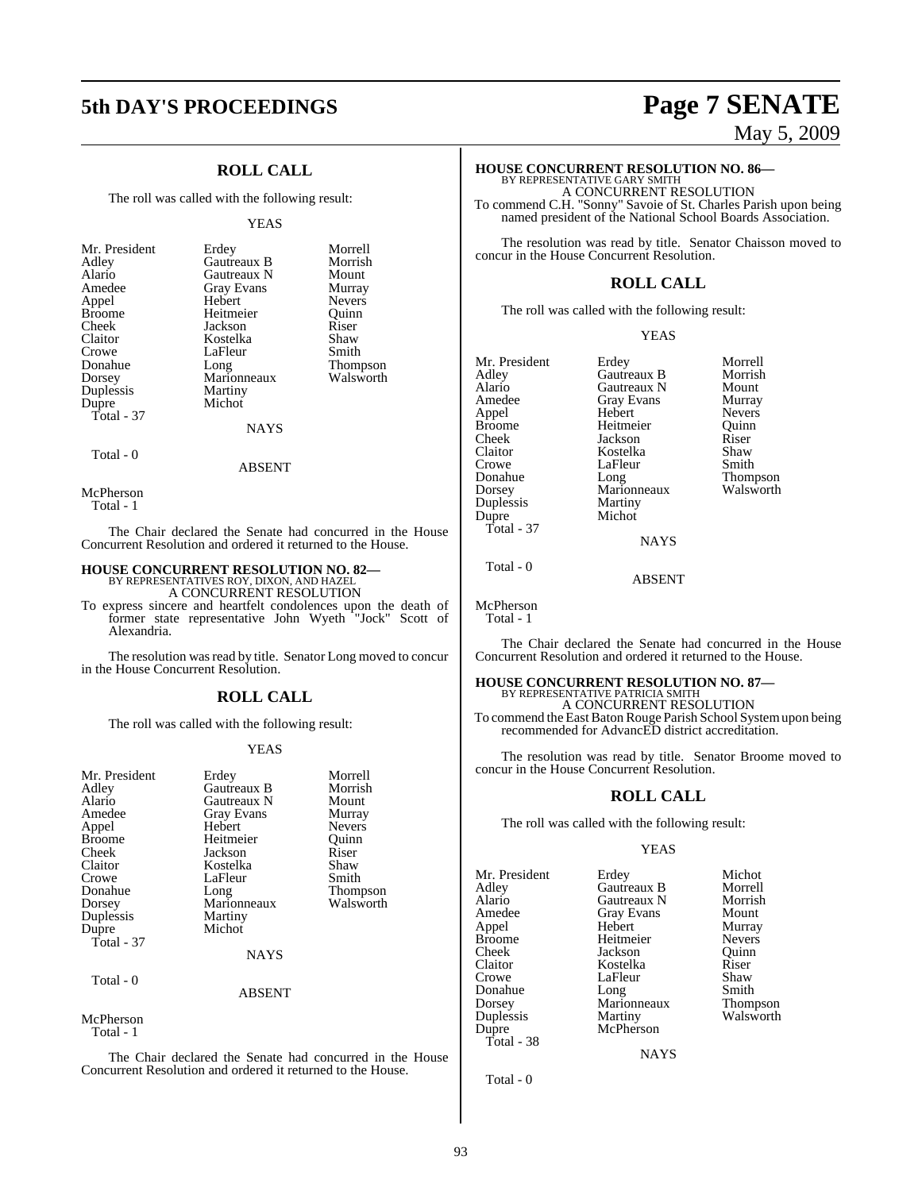## ROLL CALL

The roll was called with the following result:

YEAS

| | | |
|---|---|---|
| Mr. President | Erdey | Morrell |
| Adley | Gautreaux B | Morrish |
| Alario | Gautreaux N | Mount |
| Amedee | Gray Evans | Murray |
| Appel | Hebert | Nevers |
| Broome | Heitmeier | Quinn |
| Cheek | Jackson | Riser |
| Claitor | Kostelka | Shaw |
| Crowe | LaFleur | Smith |
| Donahue | Long | Thompson |
| Dorsey | Marionneaux | Walsworth |
| Duplessis | Martiny | |
| Dupre | Michot | |

Total - 37

NAYS

Total - 0

ABSENT

McPherson

Total - 1

The Chair declared the Senate had concurred in the House Concurrent Resolution and ordered it returned to the House.

**HOUSE CONCURRENT RESOLUTION NO. 82—**
BY REPRESENTATIVES ROY, DIXON, AND HAZEL
A CONCURRENT RESOLUTION

To express sincere and heartfelt condolences upon the death of former state representative John Wyeth "Jock" Scott of Alexandria.

The resolution was read by title. Senator Long moved to concur in the House Concurrent Resolution.

## ROLL CALL

The roll was called with the following result:

YEAS

| | | |
|---|---|---|
| Mr. President | Erdey | Morrell |
| Adley | Gautreaux B | Morrish |
| Alario | Gautreaux N | Mount |
| Amedee | Gray Evans | Murray |
| Appel | Hebert | Nevers |
| Broome | Heitmeier | Quinn |
| Cheek | Jackson | Riser |
| Claitor | Kostelka | Shaw |
| Crowe | LaFleur | Smith |
| Donahue | Long | Thompson |
| Dorsey | Marionneaux | Walsworth |
| Duplessis | Martiny | |
| Dupre | Michot | |

Total - 37

NAYS

Total - 0

ABSENT

McPherson

Total - 1

The Chair declared the Senate had concurred in the House Concurrent Resolution and ordered it returned to the House.

**HOUSE CONCURRENT RESOLUTION NO. 86—**
BY REPRESENTATIVE GARY SMITH
A CONCURRENT RESOLUTION

To commend C.H. "Sonny" Savoie of St. Charles Parish upon being named president of the National School Boards Association.

The resolution was read by title. Senator Chaisson moved to concur in the House Concurrent Resolution.

## ROLL CALL

The roll was called with the following result:

YEAS

| | | |
|---|---|---|
| Mr. President | Erdey | Morrell |
| Adley | Gautreaux B | Morrish |
| Alario | Gautreaux N | Mount |
| Amedee | Gray Evans | Murray |
| Appel | Hebert | Nevers |
| Broome | Heitmeier | Quinn |
| Cheek | Jackson | Riser |
| Claitor | Kostelka | Shaw |
| Crowe | LaFleur | Smith |
| Donahue | Long | Thompson |
| Dorsey | Marionneaux | Walsworth |
| Duplessis | Martiny | |
| Dupre | Michot | |

Total - 37

NAYS

Total - 0

ABSENT

McPherson

Total - 1

The Chair declared the Senate had concurred in the House Concurrent Resolution and ordered it returned to the House.

**HOUSE CONCURRENT RESOLUTION NO. 87—**
BY REPRESENTATIVE PATRICIA SMITH
A CONCURRENT RESOLUTION

To commend the East Baton Rouge Parish School System upon being recommended for AdvancED district accreditation.

The resolution was read by title. Senator Broome moved to concur in the House Concurrent Resolution.

## ROLL CALL

The roll was called with the following result:

YEAS

| | | |
|---|---|---|
| Mr. President | Erdey | Michot |
| Adley | Gautreaux B | Morrell |
| Alario | Gautreaux N | Morrish |
| Amedee | Gray Evans | Mount |
| Appel | Hebert | Murray |
| Broome | Heitmeier | Nevers |
| Cheek | Jackson | Quinn |
| Claitor | Kostelka | Riser |
| Crowe | LaFleur | Shaw |
| Donahue | Long | Smith |
| Dorsey | Marionneaux | Thompson |
| Duplessis | Martiny | Walsworth |
| Dupre | McPherson | |

Total - 38

NAYS

Total - 0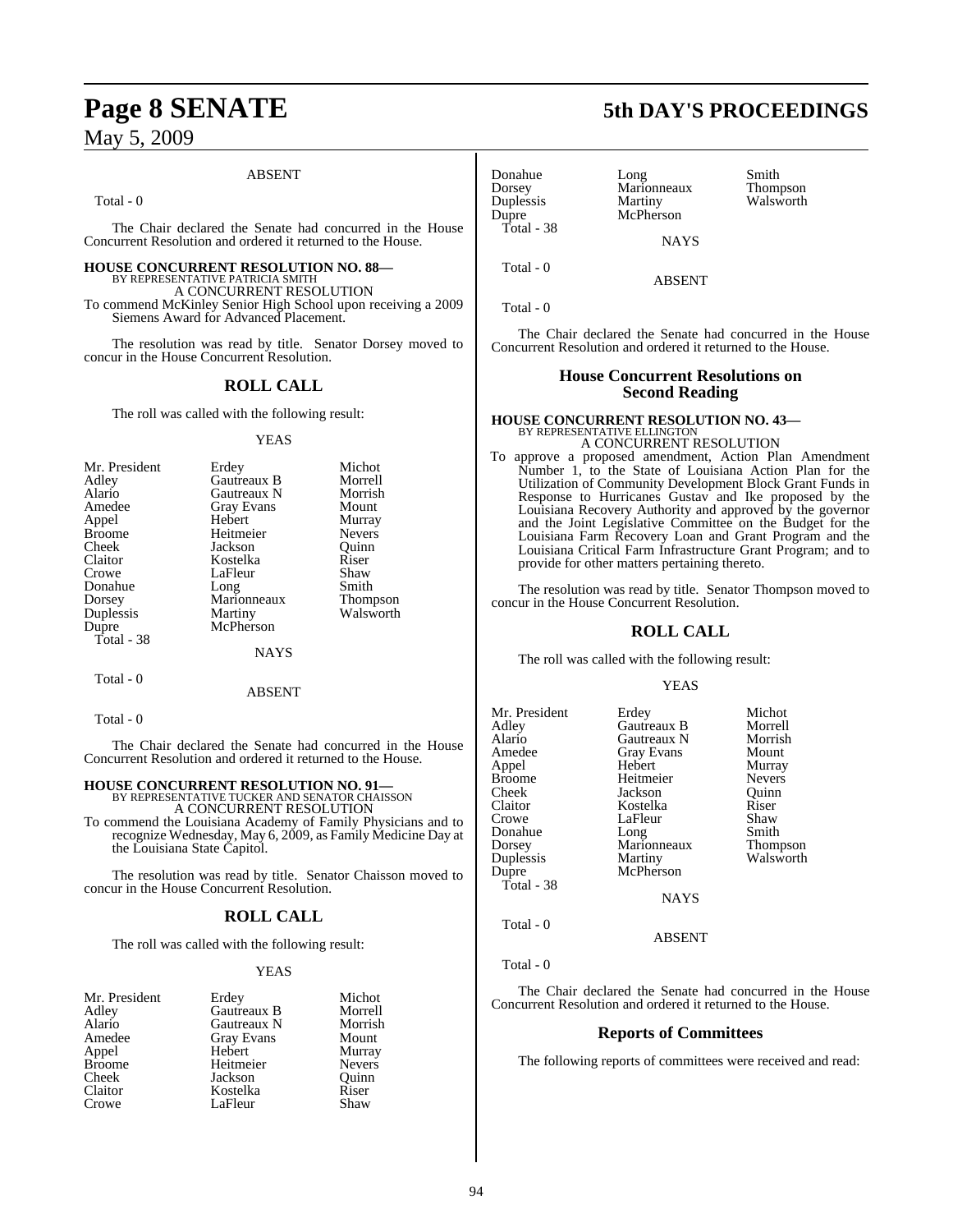ABSENT

Total - 0

The Chair declared the Senate had concurred in the House Concurrent Resolution and ordered it returned to the House.

**HOUSE CONCURRENT RESOLUTION NO. 88—**
BY REPRESENTATIVE PATRICIA SMITH
A CONCURRENT RESOLUTION
To commend McKinley Senior High School upon receiving a 2009 Siemens Award for Advanced Placement.

The resolution was read by title. Senator Dorsey moved to concur in the House Concurrent Resolution.

## ROLL CALL

The roll was called with the following result:

YEAS

| | | |
|---|---|---|
| Mr. President | Erdey | Michot |
| Adley | Gautreaux B | Morrell |
| Alario | Gautreaux N | Morrish |
| Amedee | Gray Evans | Mount |
| Appel | Hebert | Murray |
| Broome | Heitmeier | Nevers |
| Cheek | Jackson | Quinn |
| Claitor | Kostelka | Riser |
| Crowe | LaFleur | Shaw |
| Donahue | Long | Smith |
| Dorsey | Marionneaux | Thompson |
| Duplessis | Martiny | Walsworth |
| Dupre | McPherson | |

Total - 38

NAYS

Total - 0

ABSENT

Total - 0

The Chair declared the Senate had concurred in the House Concurrent Resolution and ordered it returned to the House.

**HOUSE CONCURRENT RESOLUTION NO. 91—**
BY REPRESENTATIVE TUCKER AND SENATOR CHAISSON
A CONCURRENT RESOLUTION
To commend the Louisiana Academy of Family Physicians and to recognize Wednesday, May 6, 2009, as Family Medicine Day at the Louisiana State Capitol.

The resolution was read by title. Senator Chaisson moved to concur in the House Concurrent Resolution.

## ROLL CALL

The roll was called with the following result:

YEAS

| | | |
|---|---|---|
| Mr. President | Erdey | Michot |
| Adley | Gautreaux B | Morrell |
| Alario | Gautreaux N | Morrish |
| Amedee | Gray Evans | Mount |
| Appel | Hebert | Murray |
| Broome | Heitmeier | Nevers |
| Cheek | Jackson | Quinn |
| Claitor | Kostelka | Riser |
| Crowe | LaFleur | Shaw |
| Donahue | Long | Smith |
| Dorsey | Marionneaux | Thompson |
| Duplessis | Martiny | Walsworth |
| Dupre | McPherson | |

Total - 38

NAYS

Total - 0

ABSENT

Total - 0

The Chair declared the Senate had concurred in the House Concurrent Resolution and ordered it returned to the House.

## House Concurrent Resolutions on Second Reading

**HOUSE CONCURRENT RESOLUTION NO. 43—**
BY REPRESENTATIVE ELLINGTON
A CONCURRENT RESOLUTION
To approve a proposed amendment, Action Plan Amendment Number 1, to the State of Louisiana Action Plan for the Utilization of Community Development Block Grant Funds in Response to Hurricanes Gustav and Ike proposed by the Louisiana Recovery Authority and approved by the governor and the Joint Legislative Committee on the Budget for the Louisiana Farm Recovery Loan and Grant Program and the Louisiana Critical Farm Infrastructure Grant Program; and to provide for other matters pertaining thereto.

The resolution was read by title. Senator Thompson moved to concur in the House Concurrent Resolution.

## ROLL CALL

The roll was called with the following result:

YEAS

| | | |
|---|---|---|
| Mr. President | Erdey | Michot |
| Adley | Gautreaux B | Morrell |
| Alario | Gautreaux N | Morrish |
| Amedee | Gray Evans | Mount |
| Appel | Hebert | Murray |
| Broome | Heitmeier | Nevers |
| Cheek | Jackson | Quinn |
| Claitor | Kostelka | Riser |
| Crowe | LaFleur | Shaw |
| Donahue | Long | Smith |
| Dorsey | Marionneaux | Thompson |
| Duplessis | Martiny | Walsworth |
| Dupre | McPherson | |

Total - 38

NAYS

Total - 0

ABSENT

Total - 0

The Chair declared the Senate had concurred in the House Concurrent Resolution and ordered it returned to the House.

## Reports of Committees

The following reports of committees were received and read: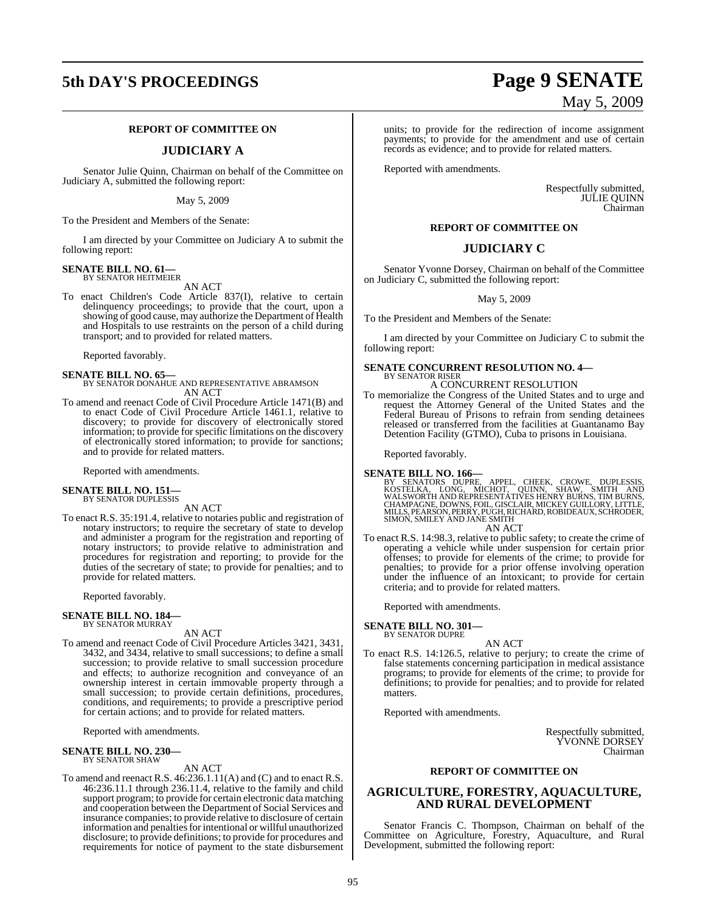## REPORT OF COMMITTEE ON

## JUDICIARY A

Senator Julie Quinn, Chairman on behalf of the Committee on Judiciary A, submitted the following report:

May 5, 2009

To the President and Members of the Senate:

I am directed by your Committee on Judiciary A to submit the following report:

**SENATE BILL NO. 61—**
BY SENATOR HEITMEIER

AN ACT

To enact Children's Code Article 837(I), relative to certain delinquency proceedings; to provide that the court, upon a showing of good cause, may authorize the Department of Health and Hospitals to use restraints on the person of a child during transport; and to provided for related matters.

Reported favorably.

**SENATE BILL NO. 65—**
BY SENATOR DONAHUE AND REPRESENTATIVE ABRAMSON

AN ACT

To amend and reenact Code of Civil Procedure Article 1471(B) and to enact Code of Civil Procedure Article 1461.1, relative to discovery; to provide for discovery of electronically stored information; to provide for specific limitations on the discovery of electronically stored information; to provide for sanctions; and to provide for related matters.

Reported with amendments.

**SENATE BILL NO. 151—**
BY SENATOR DUPLESSIS

AN ACT

To enact R.S. 35:191.4, relative to notaries public and registration of notary instructors; to require the secretary of state to develop and administer a program for the registration and reporting of notary instructors; to provide relative to administration and procedures for registration and reporting; to provide for the duties of the secretary of state; to provide for penalties; and to provide for related matters.

Reported favorably.

**SENATE BILL NO. 184—**
BY SENATOR MURRAY

AN ACT

To amend and reenact Code of Civil Procedure Articles 3421, 3431, 3432, and 3434, relative to small successions; to define a small succession; to provide relative to small succession procedure and effects; to authorize recognition and conveyance of an ownership interest in certain immovable property through a small succession; to provide certain definitions, procedures, conditions, and requirements; to provide a prescriptive period for certain actions; and to provide for related matters.

Reported with amendments.

**SENATE BILL NO. 230—**
BY SENATOR SHAW

AN ACT

To amend and reenact R.S. 46:236.1.11(A) and (C) and to enact R.S. 46:236.11.1 through 236.11.4, relative to the family and child support program; to provide for certain electronic data matching and cooperation between the Department of Social Services and insurance companies; to provide relative to disclosure of certain information and penalties for intentional or willful unauthorized disclosure; to provide definitions; to provide for procedures and requirements for notice of payment to the state disbursement units; to provide for the redirection of income assignment payments; to provide for the amendment and use of certain records as evidence; and to provide for related matters.

Reported with amendments.

Respectfully submitted,
JULIE QUINN
Chairman

## REPORT OF COMMITTEE ON

## JUDICIARY C

Senator Yvonne Dorsey, Chairman on behalf of the Committee on Judiciary C, submitted the following report:

May 5, 2009

To the President and Members of the Senate:

I am directed by your Committee on Judiciary C to submit the following report:

**SENATE CONCURRENT RESOLUTION NO. 4—**
BY SENATOR RISER

A CONCURRENT RESOLUTION

To memorialize the Congress of the United States and to urge and request the Attorney General of the United States and the Federal Bureau of Prisons to refrain from sending detainees released or transferred from the facilities at Guantanamo Bay Detention Facility (GTMO), Cuba to prisons in Louisiana.

Reported favorably.

**SENATE BILL NO. 166—**
BY SENATORS DUPRE, APPEL, CHEEK, CROWE, DUPLESSIS, KOSTELKA, LONG, MICHOT, QUINN, SHAW, SMITH AND WALSWORTH AND REPRESENTATIVES HENRY BURNS, TIM BURNS, CHAMPAGNE, DOWNS, FOIL, GISCLAIR, MICKEY GUILLORY, LITTLE, MILLS, PEARSON, PERRY, PUGH, RICHARD, ROBIDEAUX, SCHRODER, SIMON, SMILEY AND JANE SMITH

AN ACT

To enact R.S. 14:98.3, relative to public safety; to create the crime of operating a vehicle while under suspension for certain prior offenses; to provide for elements of the crime; to provide for penalties; to provide for a prior offense involving operation under the influence of an intoxicant; to provide for certain criteria; and to provide for related matters.

Reported with amendments.

**SENATE BILL NO. 301—**
BY SENATOR DUPRE

AN ACT

To enact R.S. 14:126.5, relative to perjury; to create the crime of false statements concerning participation in medical assistance programs; to provide for elements of the crime; to provide for definitions; to provide for penalties; and to provide for related matters.

Reported with amendments.

Respectfully submitted,
YVONNE DORSEY
Chairman

## REPORT OF COMMITTEE ON

## AGRICULTURE, FORESTRY, AQUACULTURE, AND RURAL DEVELOPMENT

Senator Francis C. Thompson, Chairman on behalf of the Committee on Agriculture, Forestry, Aquaculture, and Rural Development, submitted the following report: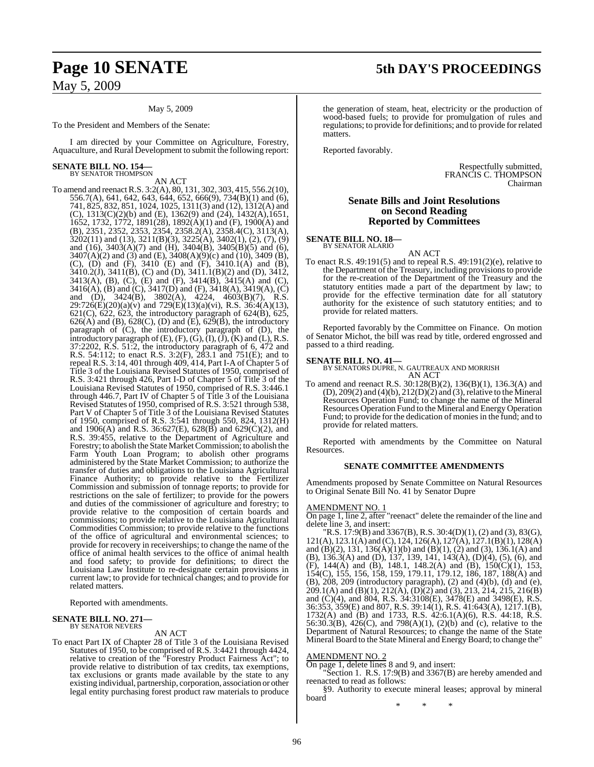May 5, 2009

To the President and Members of the Senate:

I am directed by your Committee on Agriculture, Forestry, Aquaculture, and Rural Development to submit the following report:

**SENATE BILL NO. 154—**
BY SENATOR THOMPSON

AN ACT

To amend and reenact R.S. 3:2(A), 80, 131, 302, 303, 415, 556.2(10), 556.7(A), 641, 642, 643, 644, 652, 666(9), 734(B)(1) and (6), 741, 825, 832, 851, 1024, 1025, 1311(3) and (12), 1312(A) and (C), 1313(C)(2)(b) and (E), 1362(9) and (24), 1432(A),1651, 1652, 1732, 1772, 1891(28), 1892(A)(1) and (F), 1900(A) and (B), 2351, 2352, 2353, 2354, 2358.2(A), 2358.4(C), 3113(A), 3202(11) and (13), 3211(B)(3), 3225(A), 3402(1), (2), (7), (9) and (16), 3403(A)(7) and (H), 3404(B), 3405(B)(5) and (6), 3407(A)(2) and (3) and (E), 3408(A)(9)(c) and (10), 3409 (B), (C), (D) and (F), 3410 (E) and (F), 3410.1(A) and (B), 3410.2(J), 3411(B), (C) and (D), 3411.1(B)(2) and (D), 3412, 3413(A), (B), (C), (E) and (F), 3414(B), 3415(A) and (C), 3416(A), (B) and (C), 3417(D) and (F), 3418(A), 3419(A), (C) and (D), 3424(B), 3802(A), 4224, 4603(B)(7), R.S. 29:726(E)(20)(a)(v) and 729(E)(13)(a)(vi), R.S. 36:4(A)(13), 621(C), 622, 623, the introductory paragraph of 624(B), 625, 626(A) and (B), 628(C), (D) and (E), 629(B), the introductory paragraph of (C), the introductory paragraph of (D), the introductory paragraph of (E), (F), (G), (I), (J), (K) and (L), R.S. 37:2202, R.S. 51:2, the introductory paragraph of 6, 472 and R.S. 54:112; to enact R.S. 3:2(F), 283.1 and 751(E); and to repeal R.S. 3:14, 401 through 409, 414, Part I-A of Chapter 5 of Title 3 of the Louisiana Revised Statutes of 1950, comprised of R.S. 3:421 through 426, Part I-D of Chapter 5 of Title 3 of the Louisiana Revised Statutes of 1950, comprised of R.S. 3:446.1 through 446.7, Part IV of Chapter 5 of Title 3 of the Louisiana Revised Statutes of 1950, comprised of R.S. 3:521 through 538, Part V of Chapter 5 of Title 3 of the Louisiana Revised Statutes of 1950, comprised of R.S. 3:541 through 550, 824, 1312(H) and 1906(A) and R.S. 36:627(E), 628(B) and 629(C)(2), and R.S. 39:455, relative to the Department of Agriculture and Forestry; to abolish the State Market Commission; to abolish the Farm Youth Loan Program; to abolish other programs administered by the State Market Commission; to authorize the transfer of duties and obligations to the Louisiana Agricultural Finance Authority; to provide relative to the Fertilizer Commission and submission of tonnage reports; to provide for restrictions on the sale of fertilizer; to provide for the powers and duties of the commissioner of agriculture and forestry; to provide relative to the composition of certain boards and commissions; to provide relative to the Louisiana Agricultural Commodities Commission; to provide relative to the functions of the office of agricultural and environmental sciences; to provide for recovery in receiverships; to change the name of the office of animal health services to the office of animal health and food safety; to provide for definitions; to direct the Louisiana Law Institute to re-designate certain provisions in current law; to provide for technical changes; and to provide for related matters.

Reported with amendments.

**SENATE BILL NO. 271—**
BY SENATOR NEVERS

AN ACT

To enact Part IX of Chapter 28 of Title 3 of the Louisiana Revised Statutes of 1950, to be comprised of R.S. 3:4421 through 4424, relative to creation of the "Forestry Product Fairness Act"; to provide relative to distribution of tax credits, tax exemptions, tax exclusions or grants made available by the state to any existing individual, partnership, corporation, association or other legal entity purchasing forest product raw materials to produce the generation of steam, heat, electricity or the production of wood-based fuels; to provide for promulgation of rules and regulations; to provide for definitions; and to provide for related matters.

Reported favorably.

Respectfully submitted,
FRANCIS C. THOMPSON
Chairman

## Senate Bills and Joint Resolutions on Second Reading Reported by Committees

**SENATE BILL NO. 18—**
BY SENATOR ALARIO

AN ACT

To enact R.S. 49:191(5) and to repeal R.S. 49:191(2)(e), relative to the Department of the Treasury, including provisions to provide for the re-creation of the Department of the Treasury and the statutory entities made a part of the department by law; to provide for the effective termination date for all statutory authority for the existence of such statutory entities; and to provide for related matters.

Reported favorably by the Committee on Finance. On motion of Senator Michot, the bill was read by title, ordered engrossed and passed to a third reading.

**SENATE BILL NO. 41—**
BY SENATORS DUPRE, N. GAUTREAUX AND MORRISH

AN ACT

To amend and reenact R.S. 30:128(B)(2), 136(B)(1), 136.3(A) and (D), 209(2) and (4)(b), 212(D)(2) and (3), relative to the Mineral Resources Operation Fund; to change the name of the Mineral Resources Operation Fund to the Mineral and Energy Operation Fund; to provide for the dedication of monies in the fund; and to provide for related matters.

Reported with amendments by the Committee on Natural Resources.

### SENATE COMMITTEE AMENDMENTS

Amendments proposed by Senate Committee on Natural Resources to Original Senate Bill No. 41 by Senator Dupre

AMENDMENT NO. 1

On page 1, line 2, after "reenact" delete the remainder of the line and delete line 3, and insert:

"R.S. 17:9(B) and 3367(B), R.S. 30:4(D)(1), (2) and (3), 83(G), 121(A), 123.1(A) and (C), 124, 126(A), 127(A), 127.1(B)(1), 128(A) and (B)(2), 131, 136(A)(1)(b) and (B)(1), (2) and (3), 136.1(A) and (B), 136.3(A) and (D), 137, 139, 141, 143(A), (D)(4), (5), (6), and (F), 144(A) and (B), 148.1, 148.2(A) and (B), 150(C)(1), 153, 154(C), 155, 156, 158, 159, 179.11, 179.12, 186, 187, 188(A) and (B), 208, 209 (introductory paragraph), (2) and (4)(b), (d) and (e), 209.1(A) and (B)(1), 212(A), (D)(2) and (3), 213, 214, 215, 216(B) and (C)(4), and 804, R.S. 34:3108(E), 3478(E) and 3498(E), R.S. 36:353, 359(E) and 807, R.S. 39:14(1), R.S. 41:643(A), 1217.1(B), 1732(A) and (B) and 1733, R.S. 42:6.1(A)(6), R.S. 44:18, R.S. 56:30.3(B), 426(C), and 798(A)(1), (2)(b) and (c), relative to the Department of Natural Resources; to change the name of the State Mineral Board to the State Mineral and Energy Board; to change the"

AMENDMENT NO. 2

On page 1, delete lines 8 and 9, and insert:

"Section 1. R.S. 17:9(B) and 3367(B) are hereby amended and reenacted to read as follows:

§9. Authority to execute mineral leases; approval by mineral board

\* \* \*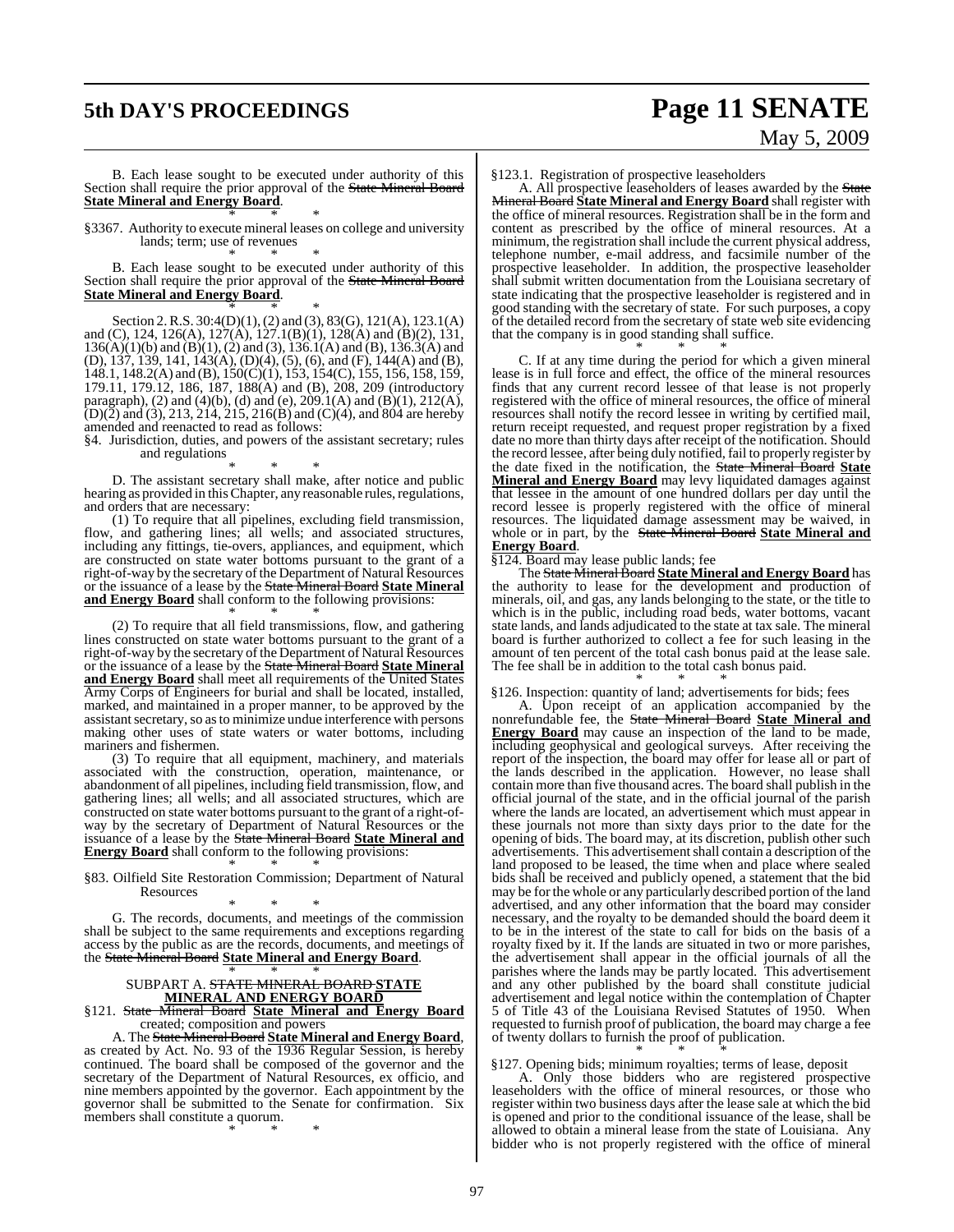B. Each lease sought to be executed under authority of this Section shall require the prior approval of the ~~State Mineral Board~~ **State Mineral and Energy Board**.

\* \* \*

§3367. Authority to execute mineral leases on college and university lands; term; use of revenues

\* \* \*

B. Each lease sought to be executed under authority of this Section shall require the prior approval of the ~~State Mineral Board~~ **State Mineral and Energy Board**.

\* \* \*

Section 2. R.S. 30:4(D)(1), (2) and (3), 83(G), 121(A), 123.1(A) and (C), 124, 126(A), 127(A), 127.1(B)(1), 128(A) and (B)(2), 131, 136(A)(1)(b) and (B)(1), (2) and (3), 136.1(A) and (B), 136.3(A) and (D), 137, 139, 141, 143(A), (D)(4), (5), (6), and (F), 144(A) and (B), 148.1, 148.2(A) and (B), 150(C)(1), 153, 154(C), 155, 156, 158, 159, 179.11, 179.12, 186, 187, 188(A) and (B), 208, 209 (introductory paragraph), (2) and (4)(b), (d) and (e), 209.1(A) and (B)(1), 212(A), (D)(2) and (3), 213, 214, 215, 216(B) and (C)(4), and 804 are hereby amended and reenacted to read as follows:

§4. Jurisdiction, duties, and powers of the assistant secretary; rules and regulations

\* \* \*

D. The assistant secretary shall make, after notice and public hearing as provided in this Chapter, any reasonable rules, regulations, and orders that are necessary:

(1) To require that all pipelines, excluding field transmission, flow, and gathering lines; all wells; and associated structures, including any fittings, tie-overs, appliances, and equipment, which are constructed on state water bottoms pursuant to the grant of a right-of-way by the secretary of the Department of Natural Resources or the issuance of a lease by the ~~State Mineral Board~~ **State Mineral and Energy Board** shall conform to the following provisions:

\* \* \*

(2) To require that all field transmissions, flow, and gathering lines constructed on state water bottoms pursuant to the grant of a right-of-way by the secretary of the Department of Natural Resources or the issuance of a lease by the ~~State Mineral Board~~ **State Mineral and Energy Board** shall meet all requirements of the United States Army Corps of Engineers for burial and shall be located, installed, marked, and maintained in a proper manner, to be approved by the assistant secretary, so as to minimize undue interference with persons making other uses of state waters or water bottoms, including mariners and fishermen.

(3) To require that all equipment, machinery, and materials associated with the construction, operation, maintenance, or abandonment of all pipelines, including field transmission, flow, and gathering lines; all wells; and all associated structures, which are constructed on state water bottoms pursuant to the grant of a right-of-way by the secretary of Department of Natural Resources or the issuance of a lease by the ~~State Mineral Board~~ **State Mineral and Energy Board** shall conform to the following provisions:

\* \* \*

§83. Oilfield Site Restoration Commission; Department of Natural Resources

\* \* \*

G. The records, documents, and meetings of the commission shall be subject to the same requirements and exceptions regarding access by the public as are the records, documents, and meetings of the ~~State Mineral Board~~ **State Mineral and Energy Board**.

\* \* \*

SUBPART A. ~~STATE MINERAL BOARD~~ **STATE MINERAL AND ENERGY BOARD**

§121. ~~State Mineral Board~~ **State Mineral and Energy Board** created; composition and powers

A. The ~~State Mineral Board~~ **State Mineral and Energy Board**, as created by Act. No. 93 of the 1936 Regular Session, is hereby continued. The board shall be composed of the governor and the secretary of the Department of Natural Resources, ex officio, and nine members appointed by the governor. Each appointment by the governor shall be submitted to the Senate for confirmation. Six members shall constitute a quorum.

\* \* \*

§123.1. Registration of prospective leaseholders

A. All prospective leaseholders of leases awarded by the ~~State Mineral Board~~ **State Mineral and Energy Board** shall register with the office of mineral resources. Registration shall be in the form and content as prescribed by the office of mineral resources. At a minimum, the registration shall include the current physical address, telephone number, e-mail address, and facsimile number of the prospective leaseholder. In addition, the prospective leaseholder shall submit written documentation from the Louisiana secretary of state indicating that the prospective leaseholder is registered and in good standing with the secretary of state. For such purposes, a copy of the detailed record from the secretary of state web site evidencing that the company is in good standing shall suffice.

\* \* \*

C. If at any time during the period for which a given mineral lease is in full force and effect, the office of the mineral resources finds that any current record lessee of that lease is not properly registered with the office of mineral resources, the office of mineral resources shall notify the record lessee in writing by certified mail, return receipt requested, and request proper registration by a fixed date no more than thirty days after receipt of the notification. Should the record lessee, after being duly notified, fail to properly register by the date fixed in the notification, the ~~State Mineral Board~~ **State Mineral and Energy Board** may levy liquidated damages against that lessee in the amount of one hundred dollars per day until the record lessee is properly registered with the office of mineral resources. The liquidated damage assessment may be waived, in whole or in part, by the ~~State Mineral Board~~ **State Mineral and Energy Board**.

§124. Board may lease public lands; fee

The ~~State Mineral Board~~ **State Mineral and Energy Board** has the authority to lease for the development and production of minerals, oil, and gas, any lands belonging to the state, or the title to which is in the public, including road beds, water bottoms, vacant state lands, and lands adjudicated to the state at tax sale. The mineral board is further authorized to collect a fee for such leasing in the amount of ten percent of the total cash bonus paid at the lease sale. The fee shall be in addition to the total cash bonus paid.

\* \* \*

§126. Inspection: quantity of land; advertisements for bids; fees

A. Upon receipt of an application accompanied by the nonrefundable fee, the ~~State Mineral Board~~ **State Mineral and Energy Board** may cause an inspection of the land to be made, including geophysical and geological surveys. After receiving the report of the inspection, the board may offer for lease all or part of the lands described in the application. However, no lease shall contain more than five thousand acres. The board shall publish in the official journal of the state, and in the official journal of the parish where the lands are located, an advertisement which must appear in these journals not more than sixty days prior to the date for the opening of bids. The board may, at its discretion, publish other such advertisements. This advertisement shall contain a description of the land proposed to be leased, the time when and place where sealed bids shall be received and publicly opened, a statement that the bid may be for the whole or any particularly described portion of the land advertised, and any other information that the board may consider necessary, and the royalty to be demanded should the board deem it to be in the interest of the state to call for bids on the basis of a royalty fixed by it. If the lands are situated in two or more parishes, the advertisement shall appear in the official journals of all the parishes where the lands may be partly located. This advertisement and any other published by the board shall constitute judicial advertisement and legal notice within the contemplation of Chapter 5 of Title 43 of the Louisiana Revised Statutes of 1950. When requested to furnish proof of publication, the board may charge a fee of twenty dollars to furnish the proof of publication.

\* \* \*

§127. Opening bids; minimum royalties; terms of lease, deposit

A. Only those bidders who are registered prospective leaseholders with the office of mineral resources, or those who register within two business days after the lease sale at which the bid is opened and prior to the conditional issuance of the lease, shall be allowed to obtain a mineral lease from the state of Louisiana. Any bidder who is not properly registered with the office of mineral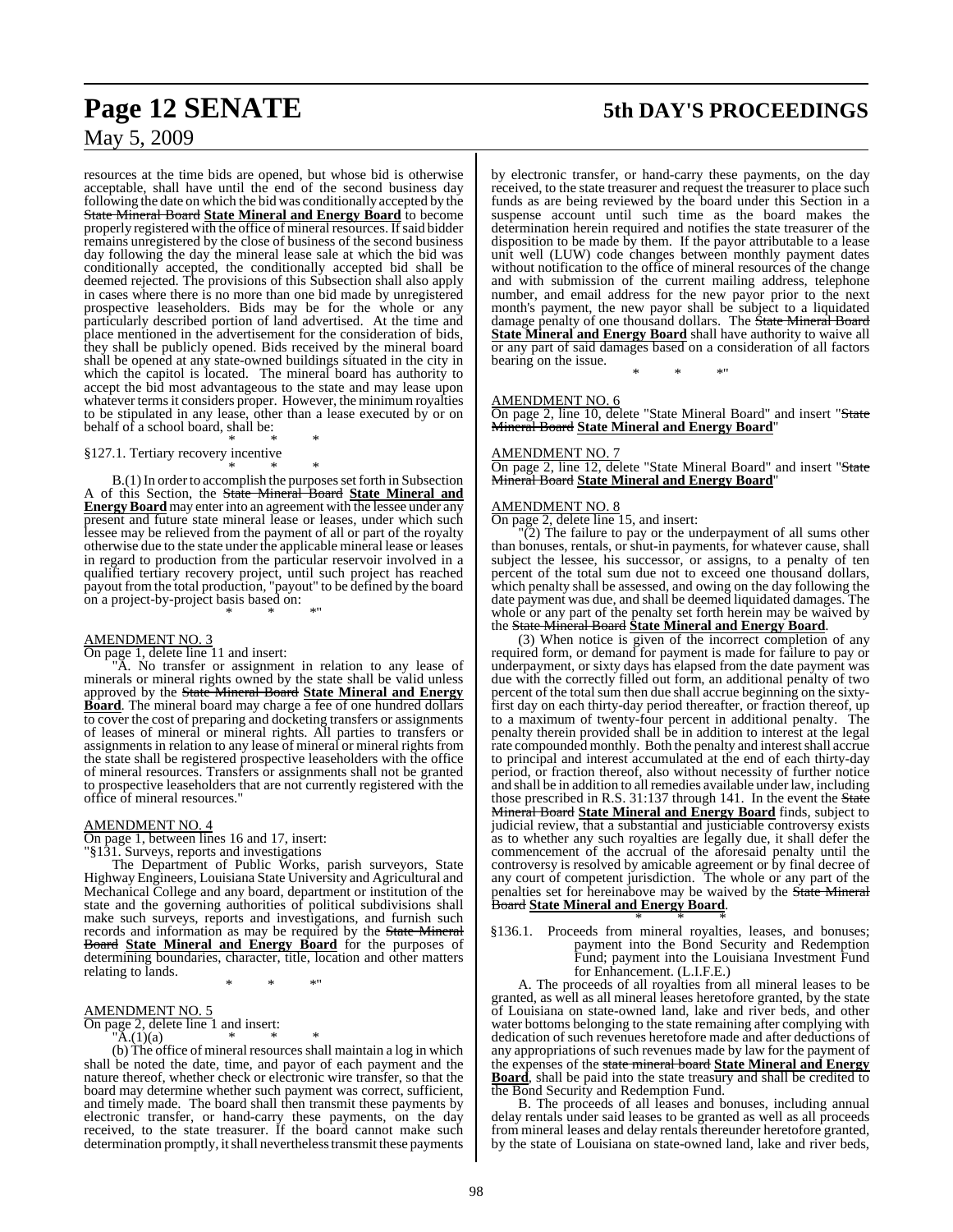resources at the time bids are opened, but whose bid is otherwise acceptable, shall have until the end of the second business day following the date on which the bid was conditionally accepted by the ~~State Mineral Board~~ **State Mineral and Energy Board** to become properly registered with the office of mineral resources. If said bidder remains unregistered by the close of business of the second business day following the day the mineral lease sale at which the bid was conditionally accepted, the conditionally accepted bid shall be deemed rejected. The provisions of this Subsection shall also apply in cases where there is no more than one bid made by unregistered prospective leaseholders. Bids may be for the whole or any particularly described portion of land advertised. At the time and place mentioned in the advertisement for the consideration of bids, they shall be publicly opened. Bids received by the mineral board shall be opened at any state-owned buildings situated in the city in which the capitol is located. The mineral board has authority to accept the bid most advantageous to the state and may lease upon whatever terms it considers proper. However, the minimum royalties to be stipulated in any lease, other than a lease executed by or on behalf of a school board, shall be:

\* \* \*

§127.1. Tertiary recovery incentive

\* \* \*

B.(1) In order to accomplish the purposes set forth in Subsection A of this Section, the ~~State Mineral Board~~ **State Mineral and Energy Board** may enter into an agreement with the lessee under any present and future state mineral lease or leases, under which such lessee may be relieved from the payment of all or part of the royalty otherwise due to the state under the applicable mineral lease or leases in regard to production from the particular reservoir involved in a qualified tertiary recovery project, until such project has reached payout from the total production, "payout" to be defined by the board on a project-by-project basis based on:

\* \* \*"

AMENDMENT NO. 3

On page 1, delete line 11 and insert:

"A. No transfer or assignment in relation to any lease of minerals or mineral rights owned by the state shall be valid unless approved by the ~~State Mineral Board~~ **State Mineral and Energy Board**. The mineral board may charge a fee of one hundred dollars to cover the cost of preparing and docketing transfers or assignments of leases of mineral or mineral rights. All parties to transfers or assignments in relation to any lease of mineral or mineral rights from the state shall be registered prospective leaseholders with the office of mineral resources. Transfers or assignments shall not be granted to prospective leaseholders that are not currently registered with the office of mineral resources."

AMENDMENT NO. 4

On page 1, between lines 16 and 17, insert:

"§131. Surveys, reports and investigations

The Department of Public Works, parish surveyors, State Highway Engineers, Louisiana State University and Agricultural and Mechanical College and any board, department or institution of the state and the governing authorities of political subdivisions shall make such surveys, reports and investigations, and furnish such records and information as may be required by the ~~State Mineral Board~~ **State Mineral and Energy Board** for the purposes of determining boundaries, character, title, location and other matters relating to lands.

\* \* \*"

AMENDMENT NO. 5

On page 2, delete line 1 and insert:

"A.(1)(a) \* \* \*

(b) The office of mineral resources shall maintain a log in which shall be noted the date, time, and payor of each payment and the nature thereof, whether check or electronic wire transfer, so that the board may determine whether such payment was correct, sufficient, and timely made. The board shall then transmit these payments by electronic transfer, or hand-carry these payments, on the day received, to the state treasurer. If the board cannot make such determination promptly, it shall nevertheless transmit these payments by electronic transfer, or hand-carry these payments, on the day received, to the state treasurer and request the treasurer to place such funds as are being reviewed by the board under this Section in a suspense account until such time as the board makes the determination herein required and notifies the state treasurer of the disposition to be made by them. If the payor attributable to a lease unit well (LUW) code changes between monthly payment dates without notification to the office of mineral resources of the change and with submission of the current mailing address, telephone number, and email address for the new payor prior to the next month's payment, the new payor shall be subject to a liquidated damage penalty of one thousand dollars. The ~~State Mineral Board~~ **State Mineral and Energy Board** shall have authority to waive all or any part of said damages based on a consideration of all factors bearing on the issue.

\* \* \*"

AMENDMENT NO. 6

On page 2, line 10, delete "State Mineral Board" and insert "~~State Mineral Board~~ **State Mineral and Energy Board**"

AMENDMENT NO. 7

On page 2, line 12, delete "State Mineral Board" and insert "~~State Mineral Board~~ **State Mineral and Energy Board**"

AMENDMENT NO. 8

On page 2, delete line 15, and insert:

"(2) The failure to pay or the underpayment of all sums other than bonuses, rentals, or shut-in payments, for whatever cause, shall subject the lessee, his successor, or assigns, to a penalty of ten percent of the total sum due not to exceed one thousand dollars, which penalty shall be assessed, and owing on the day following the date payment was due, and shall be deemed liquidated damages. The whole or any part of the penalty set forth herein may be waived by the ~~State Mineral Board~~ **State Mineral and Energy Board**.

(3) When notice is given of the incorrect completion of any required form, or demand for payment is made for failure to pay or underpayment, or sixty days has elapsed from the date payment was due with the correctly filled out form, an additional penalty of two percent of the total sum then due shall accrue beginning on the sixty-first day on each thirty-day period thereafter, or fraction thereof, up to a maximum of twenty-four percent in additional penalty. The penalty therein provided shall be in addition to interest at the legal rate compounded monthly. Both the penalty and interest shall accrue to principal and interest accumulated at the end of each thirty-day period, or fraction thereof, also without necessity of further notice and shall be in addition to all remedies available under law, including those prescribed in R.S. 31:137 through 141. In the event the ~~State Mineral Board~~ **State Mineral and Energy Board** finds, subject to judicial review, that a substantial and justiciable controversy exists as to whether any such royalties are legally due, it shall defer the commencement of the accrual of the aforesaid penalty until the controversy is resolved by amicable agreement or by final decree of any court of competent jurisdiction. The whole or any part of the penalties set for hereinabove may be waived by the ~~State Mineral Board~~ **State Mineral and Energy Board**.

\* \* \*

§136.1. Proceeds from mineral royalties, leases, and bonuses; payment into the Bond Security and Redemption Fund; payment into the Louisiana Investment Fund for Enhancement. (L.I.F.E.)

A. The proceeds of all royalties from all mineral leases to be granted, as well as all mineral leases heretofore granted, by the state of Louisiana on state-owned land, lake and river beds, and other water bottoms belonging to the state remaining after complying with dedication of such revenues heretofore made and after deductions of any appropriations of such revenues made by law for the payment of the expenses of the ~~state mineral board~~ **State Mineral and Energy Board**, shall be paid into the state treasury and shall be credited to the Bond Security and Redemption Fund.

B. The proceeds of all leases and bonuses, including annual delay rentals under said leases to be granted as well as all proceeds from mineral leases and delay rentals thereunder heretofore granted, by the state of Louisiana on state-owned land, lake and river beds,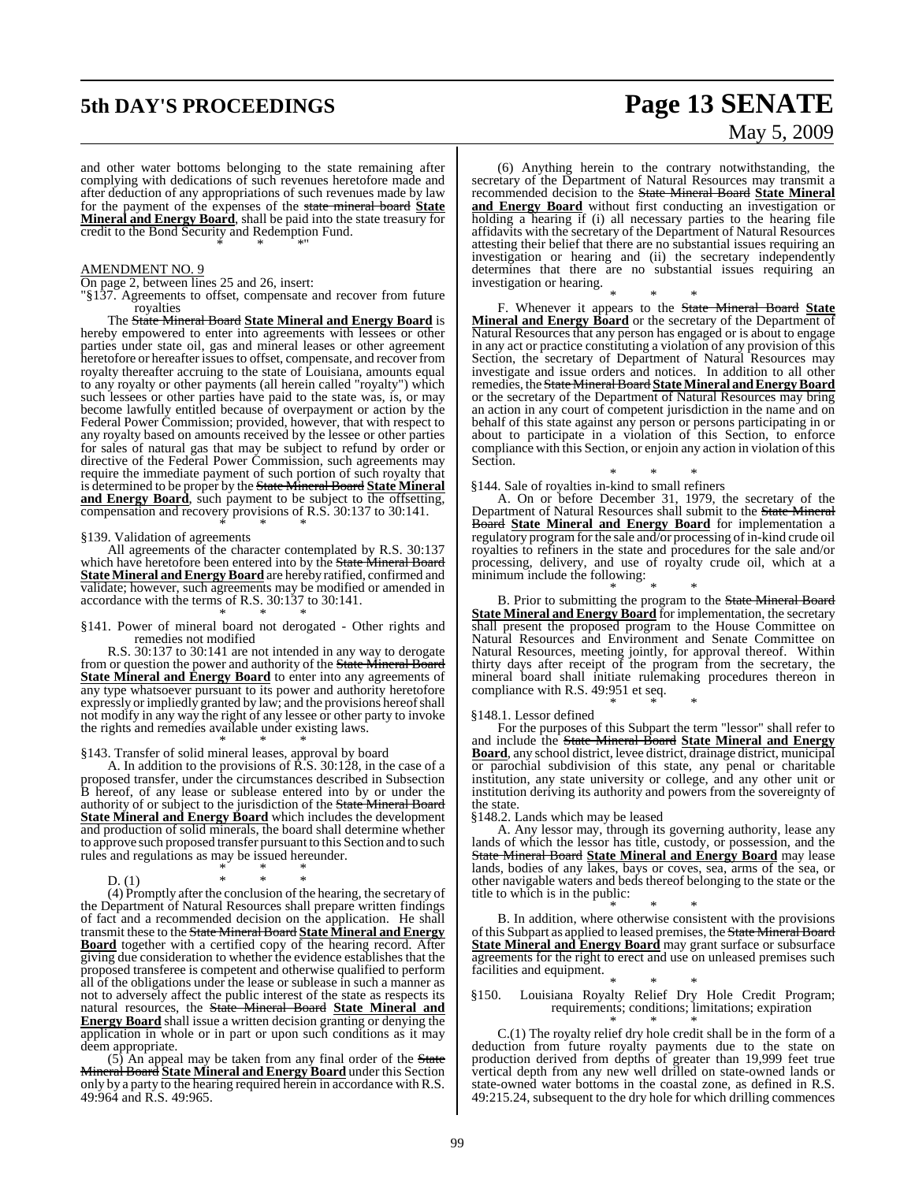and other water bottoms belonging to the state remaining after complying with dedications of such revenues heretofore made and after deduction of any appropriations of such revenues made by law for the payment of the expenses of the ~~state mineral board~~ **State Mineral and Energy Board**, shall be paid into the state treasury for credit to the Bond Security and Redemption Fund.

\* \* \*"

AMENDMENT NO. 9

On page 2, between lines 25 and 26, insert:

"§137. Agreements to offset, compensate and recover from future royalties

The ~~State Mineral Board~~ **State Mineral and Energy Board** is hereby empowered to enter into agreements with lessees or other parties under state oil, gas and mineral leases or other agreement heretofore or hereafter issues to offset, compensate, and recover from royalty thereafter accruing to the state of Louisiana, amounts equal to any royalty or other payments (all herein called "royalty") which such lessees or other parties have paid to the state was, is, or may become lawfully entitled because of overpayment or action by the Federal Power Commission; provided, however, that with respect to any royalty based on amounts received by the lessee or other parties for sales of natural gas that may be subject to refund by order or directive of the Federal Power Commission, such agreements may require the immediate payment of such portion of such royalty that is determined to be proper by the ~~State Mineral Board~~ **State Mineral and Energy Board**, such payment to be subject to the offsetting, compensation and recovery provisions of R.S. 30:137 to 30:141.

\* \* \*

§139. Validation of agreements

All agreements of the character contemplated by R.S. 30:137 which have heretofore been entered into by the ~~State Mineral Board~~ **State Mineral and Energy Board** are hereby ratified, confirmed and validate; however, such agreements may be modified or amended in accordance with the terms of R.S. 30:137 to 30:141.

\* \* \*

§141. Power of mineral board not derogated - Other rights and remedies not modified

R.S. 30:137 to 30:141 are not intended in any way to derogate from or question the power and authority of the ~~State Mineral Board~~ **State Mineral and Energy Board** to enter into any agreements of any type whatsoever pursuant to its power and authority heretofore expressly or impliedly granted by law; and the provisions hereof shall not modify in any way the right of any lessee or other party to invoke the rights and remedies available under existing laws.

\* \* \*

§143. Transfer of solid mineral leases, approval by board

A. In addition to the provisions of R.S. 30:128, in the case of a proposed transfer, under the circumstances described in Subsection B hereof, of any lease or sublease entered into by or under the authority of or subject to the jurisdiction of the ~~State Mineral Board~~ **State Mineral and Energy Board** which includes the development and production of solid minerals, the board shall determine whether to approve such proposed transfer pursuant to this Section and to such rules and regulations as may be issued hereunder.

\* \* \*

D. (1) \* \* \*

(4) Promptly after the conclusion of the hearing, the secretary of the Department of Natural Resources shall prepare written findings of fact and a recommended decision on the application. He shall transmit these to the ~~State Mineral Board~~ **State Mineral and Energy Board** together with a certified copy of the hearing record. After giving due consideration to whether the evidence establishes that the proposed transferee is competent and otherwise qualified to perform all of the obligations under the lease or sublease in such a manner as not to adversely affect the public interest of the state as respects its natural resources, the ~~State Mineral Board~~ **State Mineral and Energy Board** shall issue a written decision granting or denying the application in whole or in part or upon such conditions as it may deem appropriate.

(5) An appeal may be taken from any final order of the ~~State Mineral Board~~ **State Mineral and Energy Board** under this Section only by a party to the hearing required herein in accordance with R.S. 49:964 and R.S. 49:965.

(6) Anything herein to the contrary notwithstanding, the secretary of the Department of Natural Resources may transmit a recommended decision to the ~~State Mineral Board~~ **State Mineral and Energy Board** without first conducting an investigation or holding a hearing if (i) all necessary parties to the hearing file affidavits with the secretary of the Department of Natural Resources attesting their belief that there are no substantial issues requiring an investigation or hearing and (ii) the secretary independently determines that there are no substantial issues requiring an investigation or hearing.

\* \* \*

F. Whenever it appears to the ~~State Mineral Board~~ **State Mineral and Energy Board** or the secretary of the Department of Natural Resources that any person has engaged or is about to engage in any act or practice constituting a violation of any provision of this Section, the secretary of Department of Natural Resources may investigate and issue orders and notices. In addition to all other remedies, the ~~State Mineral Board~~ **State Mineral and Energy Board** or the secretary of the Department of Natural Resources may bring an action in any court of competent jurisdiction in the name and on behalf of this state against any person or persons participating in or about to participate in a violation of this Section, to enforce compliance with this Section, or enjoin any action in violation of this Section.

\* \* \*

§144. Sale of royalties in-kind to small refiners

A. On or before December 31, 1979, the secretary of the Department of Natural Resources shall submit to the ~~State Mineral Board~~ **State Mineral and Energy Board** for implementation a regulatory program for the sale and/or processing of in-kind crude oil royalties to refiners in the state and procedures for the sale and/or processing, delivery, and use of royalty crude oil, which at a minimum include the following:

\* \* \*

B. Prior to submitting the program to the ~~State Mineral Board~~ **State Mineral and Energy Board** for implementation, the secretary shall present the proposed program to the House Committee on Natural Resources and Environment and Senate Committee on Natural Resources, meeting jointly, for approval thereof. Within thirty days after receipt of the program from the secretary, the mineral board shall initiate rulemaking procedures thereon in compliance with R.S. 49:951 et seq.

\* \* \*

§148.1. Lessor defined

For the purposes of this Subpart the term "lessor" shall refer to and include the ~~State Mineral Board~~ **State Mineral and Energy Board**, any school district, levee district, drainage district, municipal or parochial subdivision of this state, any penal or charitable institution, any state university or college, and any other unit or institution deriving its authority and powers from the sovereignty of the state.

§148.2. Lands which may be leased

A. Any lessor may, through its governing authority, lease any lands of which the lessor has title, custody, or possession, and the ~~State Mineral Board~~ **State Mineral and Energy Board** may lease lands, bodies of any lakes, bays or coves, sea, arms of the sea, or other navigable waters and beds thereof belonging to the state or the title to which is in the public:

\* \* \*

B. In addition, where otherwise consistent with the provisions of this Subpart as applied to leased premises, the ~~State Mineral Board~~ **State Mineral and Energy Board** may grant surface or subsurface agreements for the right to erect and use on unleased premises such facilities and equipment.

\* \* \*

§150. Louisiana Royalty Relief Dry Hole Credit Program; requirements; conditions; limitations; expiration

\* \* \*

C.(1) The royalty relief dry hole credit shall be in the form of a deduction from future royalty payments due to the state on production derived from depths of greater than 19,999 feet true vertical depth from any new well drilled on state-owned lands or state-owned water bottoms in the coastal zone, as defined in R.S. 49:215.24, subsequent to the dry hole for which drilling commences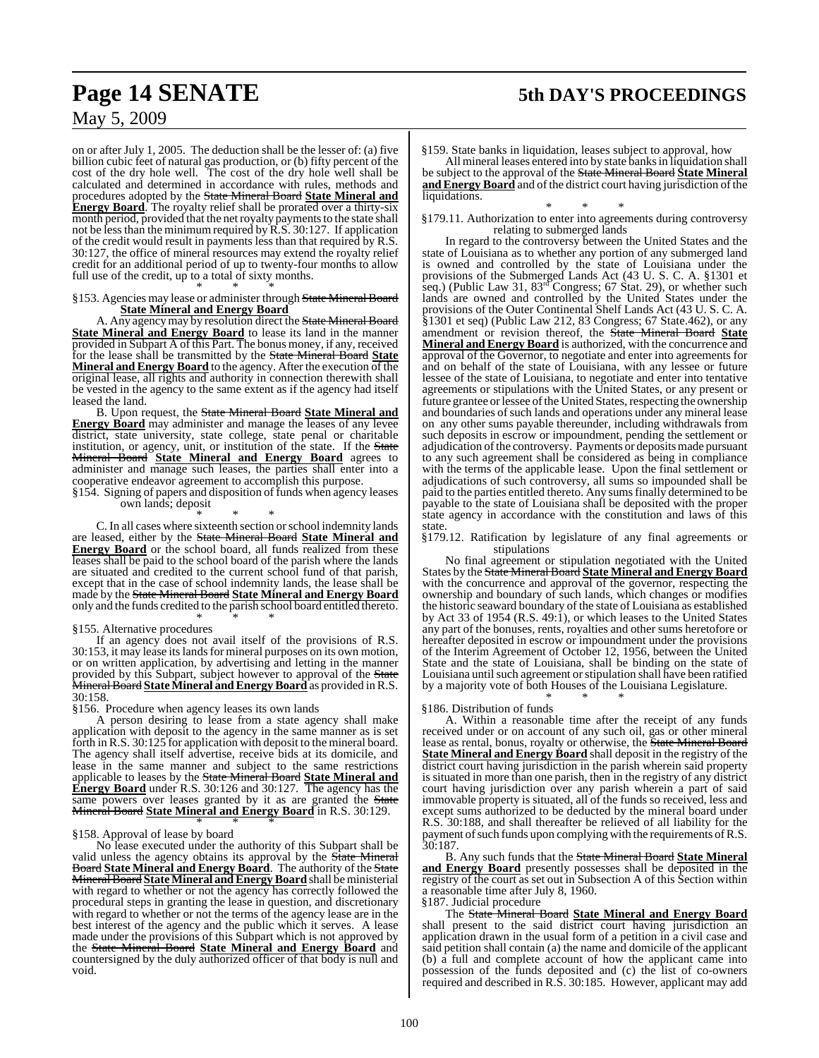on or after July 1, 2005. The deduction shall be the lesser of: (a) five billion cubic feet of natural gas production, or (b) fifty percent of the cost of the dry hole well. The cost of the dry hole well shall be calculated and determined in accordance with rules, methods and procedures adopted by the ~~State Mineral Board~~ **State Mineral and Energy Board**. The royalty relief shall be prorated over a thirty-six month period, provided that the net royalty payments to the state shall not be less than the minimum required by R.S. 30:127. If application of the credit would result in payments less than that required by R.S. 30:127, the office of mineral resources may extend the royalty relief credit for an additional period of up to twenty-four months to allow full use of the credit, up to a total of sixty months.

\* \* \*

§153. Agencies may lease or administer through ~~State Mineral Board~~ **State Mineral and Energy Board**

A. Any agency may by resolution direct the ~~State Mineral Board~~ **State Mineral and Energy Board** to lease its land in the manner provided in Subpart A of this Part. The bonus money, if any, received for the lease shall be transmitted by the ~~State Mineral Board~~ **State Mineral and Energy Board** to the agency. After the execution of the original lease, all rights and authority in connection therewith shall be vested in the agency to the same extent as if the agency had itself leased the land.

B. Upon request, the ~~State Mineral Board~~ **State Mineral and Energy Board** may administer and manage the leases of any levee district, state university, state college, state penal or charitable institution, or agency, unit, or institution of the state. If the ~~State Mineral Board~~ **State Mineral and Energy Board** agrees to administer and manage such leases, the parties shall enter into a cooperative endeavor agreement to accomplish this purpose.

§154. Signing of papers and disposition of funds when agency leases own lands; deposit

\* \* \*

C. In all cases where sixteenth section or school indemnity lands are leased, either by the ~~State Mineral Board~~ **State Mineral and Energy Board** or the school board, all funds realized from these leases shall be paid to the school board of the parish where the lands are situated and credited to the current school fund of that parish, except that in the case of school indemnity lands, the lease shall be made by the ~~State Mineral Board~~ **State Mineral and Energy Board** only and the funds credited to the parish school board entitled thereto.

\* \* \*

§155. Alternative procedures

If an agency does not avail itself of the provisions of R.S. 30:153, it may lease its lands for mineral purposes on its own motion, or on written application, by advertising and letting in the manner provided by this Subpart, subject however to approval of the ~~State Mineral Board~~ **State Mineral and Energy Board** as provided in R.S. 30:158.

§156. Procedure when agency leases its own lands

A person desiring to lease from a state agency shall make application with deposit to the agency in the same manner as is set forth in R.S. 30:125 for application with deposit to the mineral board. The agency shall itself advertise, receive bids at its domicile, and lease in the same manner and subject to the same restrictions applicable to leases by the ~~State Mineral Board~~ **State Mineral and Energy Board** under R.S. 30:126 and 30:127. The agency has the same powers over leases granted by it as are granted the ~~State Mineral Board~~ **State Mineral and Energy Board** in R.S. 30:129.

\* \* \*

§158. Approval of lease by board

No lease executed under the authority of this Subpart shall be valid unless the agency obtains its approval by the ~~State Mineral Board~~ **State Mineral and Energy Board**. The authority of the ~~State Mineral Board~~ **State Mineral and Energy Board** shall be ministerial with regard to whether or not the agency has correctly followed the procedural steps in granting the lease in question, and discretionary with regard to whether or not the terms of the agency lease are in the best interest of the agency and the public which it serves. A lease made under the provisions of this Subpart which is not approved by the ~~State Mineral Board~~ **State Mineral and Energy Board** and countersigned by the duly authorized officer of that body is null and void.

§159. State banks in liquidation, leases subject to approval, how

All mineral leases entered into by state banks in liquidation shall be subject to the approval of the ~~State Mineral Board~~ **State Mineral and Energy Board** and of the district court having jurisdiction of the liquidations.

\* \* \*

§179.11. Authorization to enter into agreements during controversy relating to submerged lands

In regard to the controversy between the United States and the state of Louisiana as to whether any portion of any submerged land is owned and controlled by the state of Louisiana under the provisions of the Submerged Lands Act (43 U. S. C. A. §1301 et seq.) (Public Law 31, 83rd Congress; 67 Stat. 29), or whether such lands are owned and controlled by the United States under the provisions of the Outer Continental Shelf Lands Act (43 U. S. C. A. §1301 et seq) (Public Law 212, 83 Congress; 67 State.462), or any amendment or revision thereof, the ~~State Mineral Board~~ **State Mineral and Energy Board** is authorized, with the concurrence and approval of the Governor, to negotiate and enter into agreements for and on behalf of the state of Louisiana, with any lessee or future lessee of the state of Louisiana, to negotiate and enter into tentative agreements or stipulations with the United States, or any present or future grantee or lessee of the United States, respecting the ownership and boundaries of such lands and operations under any mineral lease on any other sums payable thereunder, including withdrawals from such deposits in escrow or impoundment, pending the settlement or adjudication of the controversy. Payments or deposits made pursuant to any such agreement shall be considered as being in compliance with the terms of the applicable lease. Upon the final settlement or adjudications of such controversy, all sums so impounded shall be paid to the parties entitled thereto. Any sums finally determined to be payable to the state of Louisiana shall be deposited with the proper state agency in accordance with the constitution and laws of this state.

§179.12. Ratification by legislature of any final agreements or stipulations

No final agreement or stipulation negotiated with the United States by the ~~State Mineral Board~~ **State Mineral and Energy Board** with the concurrence and approval of the governor, respecting the ownership and boundary of such lands, which changes or modifies the historic seaward boundary of the state of Louisiana as established by Act 33 of 1954 (R.S. 49:1), or which leases to the United States any part of the bonuses, rents, royalties and other sums heretofore or hereafter deposited in escrow or impoundment under the provisions of the Interim Agreement of October 12, 1956, between the United State and the state of Louisiana, shall be binding on the state of Louisiana until such agreement or stipulation shall have been ratified by a majority vote of both Houses of the Louisiana Legislature.

\* \* \*

§186. Distribution of funds

A. Within a reasonable time after the receipt of any funds received under or on account of any such oil, gas or other mineral lease as rental, bonus, royalty or otherwise, the ~~State Mineral Board~~ **State Mineral and Energy Board** shall deposit in the registry of the district court having jurisdiction in the parish wherein said property is situated in more than one parish, then in the registry of any district court having jurisdiction over any parish wherein a part of said immovable property is situated, all of the funds so received, less and except sums authorized to be deducted by the mineral board under R.S. 30:188, and shall thereafter be relieved of all liability for the payment of such funds upon complying with the requirements of R.S. 30:187.

B. Any such funds that the ~~State Mineral Board~~ **State Mineral and Energy Board** presently possesses shall be deposited in the registry of the court as set out in Subsection A of this Section within a reasonable time after July 8, 1960.

§187. Judicial procedure

The ~~State Mineral Board~~ **State Mineral and Energy Board** shall present to the said district court having jurisdiction an application drawn in the usual form of a petition in a civil case and said petition shall contain (a) the name and domicile of the applicant (b) a full and complete account of how the applicant came into possession of the funds deposited and (c) the list of co-owners required and described in R.S. 30:185. However, applicant may add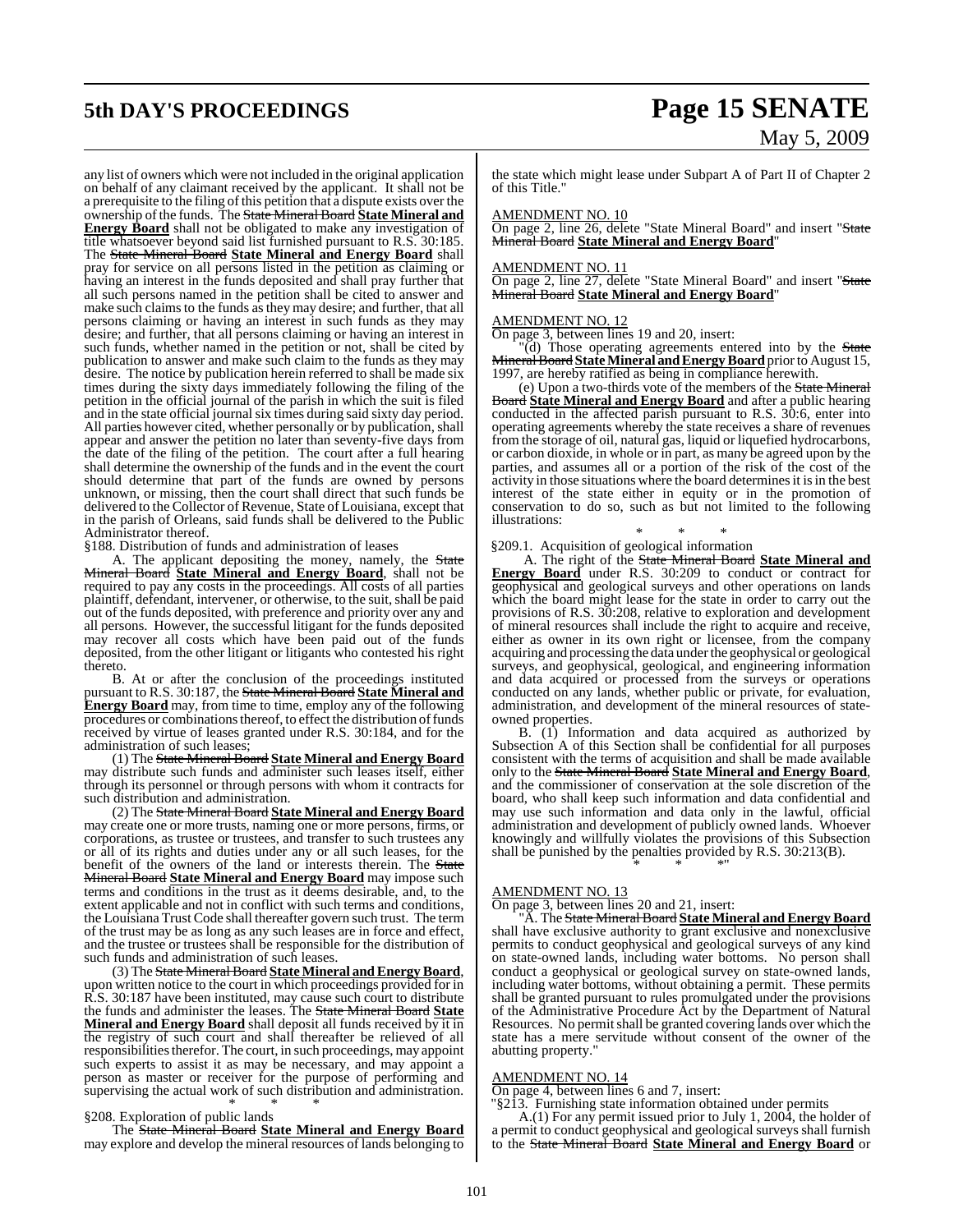any list of owners which were not included in the original application on behalf of any claimant received by the applicant. It shall not be a prerequisite to the filing of this petition that a dispute exists over the ownership of the funds. The ~~State Mineral Board~~ **State Mineral and Energy Board** shall not be obligated to make any investigation of title whatsoever beyond said list furnished pursuant to R.S. 30:185. The ~~State Mineral Board~~ **State Mineral and Energy Board** shall pray for service on all persons listed in the petition as claiming or having an interest in the funds deposited and shall pray further that all such persons named in the petition shall be cited to answer and make such claims to the funds as they may desire; and further, that all persons claiming or having an interest in such funds as they may desire; and further, that all persons claiming or having an interest in such funds, whether named in the petition or not, shall be cited by publication to answer and make such claim to the funds as they may desire. The notice by publication herein referred to shall be made six times during the sixty days immediately following the filing of the petition in the official journal of the parish in which the suit is filed and in the state official journal six times during said sixty day period. All parties however cited, whether personally or by publication, shall appear and answer the petition no later than seventy-five days from the date of the filing of the petition. The court after a full hearing shall determine the ownership of the funds and in the event the court should determine that part of the funds are owned by persons unknown, or missing, then the court shall direct that such funds be delivered to the Collector of Revenue, State of Louisiana, except that in the parish of Orleans, said funds shall be delivered to the Public Administrator thereof.

§188. Distribution of funds and administration of leases

A. The applicant depositing the money, namely, the ~~State Mineral Board~~ **State Mineral and Energy Board**, shall not be required to pay any costs in the proceedings. All costs of all parties plaintiff, defendant, intervener, or otherwise, to the suit, shall be paid out of the funds deposited, with preference and priority over any and all persons. However, the successful litigant for the funds deposited may recover all costs which have been paid out of the funds deposited, from the other litigant or litigants who contested his right thereto.

B. At or after the conclusion of the proceedings instituted pursuant to R.S. 30:187, the ~~State Mineral Board~~ **State Mineral and Energy Board** may, from time to time, employ any of the following procedures or combinations thereof, to effect the distribution of funds received by virtue of leases granted under R.S. 30:184, and for the administration of such leases;

(1) The ~~State Mineral Board~~ **State Mineral and Energy Board** may distribute such funds and administer such leases itself, either through its personnel or through persons with whom it contracts for such distribution and administration.

(2) The ~~State Mineral Board~~ **State Mineral and Energy Board** may create one or more trusts, naming one or more persons, firms, or corporations, as trustee or trustees, and transfer to such trustees any or all of its rights and duties under any or all such leases, for the benefit of the owners of the land or interests therein. The ~~State Mineral Board~~ **State Mineral and Energy Board** may impose such terms and conditions in the trust as it deems desirable, and, to the extent applicable and not in conflict with such terms and conditions, the Louisiana Trust Code shall thereafter govern such trust. The term of the trust may be as long as any such leases are in force and effect, and the trustee or trustees shall be responsible for the distribution of such funds and administration of such leases.

(3) The ~~State Mineral Board~~ **State Mineral and Energy Board**, upon written notice to the court in which proceedings provided for in R.S. 30:187 have been instituted, may cause such court to distribute the funds and administer the leases. The ~~State Mineral Board~~ **State Mineral and Energy Board** shall deposit all funds received by it in the registry of such court and shall thereafter be relieved of all responsibilities therefor. The court, in such proceedings, may appoint such experts to assist it as may be necessary, and may appoint a person as master or receiver for the purpose of performing and supervising the actual work of such distribution and administration.

\* \* \*

§208. Exploration of public lands

The ~~State Mineral Board~~ **State Mineral and Energy Board** may explore and develop the mineral resources of lands belonging to the state which might lease under Subpart A of Part II of Chapter 2 of this Title."

AMENDMENT NO. 10

On page 2, line 26, delete "State Mineral Board" and insert "~~State Mineral Board~~ **State Mineral and Energy Board**"

AMENDMENT NO. 11

On page 2, line 27, delete "State Mineral Board" and insert "~~State Mineral Board~~ **State Mineral and Energy Board**"

AMENDMENT NO. 12

On page 3, between lines 19 and 20, insert:

"(d) Those operating agreements entered into by the ~~State Mineral Board~~ **State Mineral and Energy Board** prior to August 15, 1997, are hereby ratified as being in compliance herewith.

(e) Upon a two-thirds vote of the members of the ~~State Mineral Board~~ **State Mineral and Energy Board** and after a public hearing conducted in the affected parish pursuant to R.S. 30:6, enter into operating agreements whereby the state receives a share of revenues from the storage of oil, natural gas, liquid or liquefied hydrocarbons, or carbon dioxide, in whole or in part, as many be agreed upon by the parties, and assumes all or a portion of the risk of the cost of the activity in those situations where the board determines it is in the best interest of the state either in equity or in the promotion of conservation to do so, such as but not limited to the following illustrations:

\* \* \*

§209.1. Acquisition of geological information

A. The right of the ~~State Mineral Board~~ **State Mineral and Energy Board** under R.S. 30:209 to conduct or contract for geophysical and geological surveys and other operations on lands which the board might lease for the state in order to carry out the provisions of R.S. 30:208, relative to exploration and development of mineral resources shall include the right to acquire and receive, either as owner in its own right or licensee, from the company acquiring and processing the data under the geophysical or geological surveys, and geophysical, geological, and engineering information and data acquired or processed from the surveys or operations conducted on any lands, whether public or private, for evaluation, administration, and development of the mineral resources of state-owned properties.

B. (1) Information and data acquired as authorized by Subsection A of this Section shall be confidential for all purposes consistent with the terms of acquisition and shall be made available only to the ~~State Mineral Board~~ **State Mineral and Energy Board**, and the commissioner of conservation at the sole discretion of the board, who shall keep such information and data confidential and may use such information and data only in the lawful, official administration and development of publicly owned lands. Whoever knowingly and willfully violates the provisions of this Subsection shall be punished by the penalties provided by R.S. 30:213(B).

\* \* \*"

AMENDMENT NO. 13

On page 3, between lines 20 and 21, insert:

"A. The ~~State Mineral Board~~ **State Mineral and Energy Board** shall have exclusive authority to grant exclusive and nonexclusive permits to conduct geophysical and geological surveys of any kind on state-owned lands, including water bottoms. No person shall conduct a geophysical or geological survey on state-owned lands, including water bottoms, without obtaining a permit. These permits shall be granted pursuant to rules promulgated under the provisions of the Administrative Procedure Act by the Department of Natural Resources. No permit shall be granted covering lands over which the state has a mere servitude without consent of the owner of the abutting property."

AMENDMENT NO. 14

On page 4, between lines 6 and 7, insert:

"§213. Furnishing state information obtained under permits

A.(1) For any permit issued prior to July 1, 2004, the holder of a permit to conduct geophysical and geological surveys shall furnish to the ~~State Mineral Board~~ **State Mineral and Energy Board** or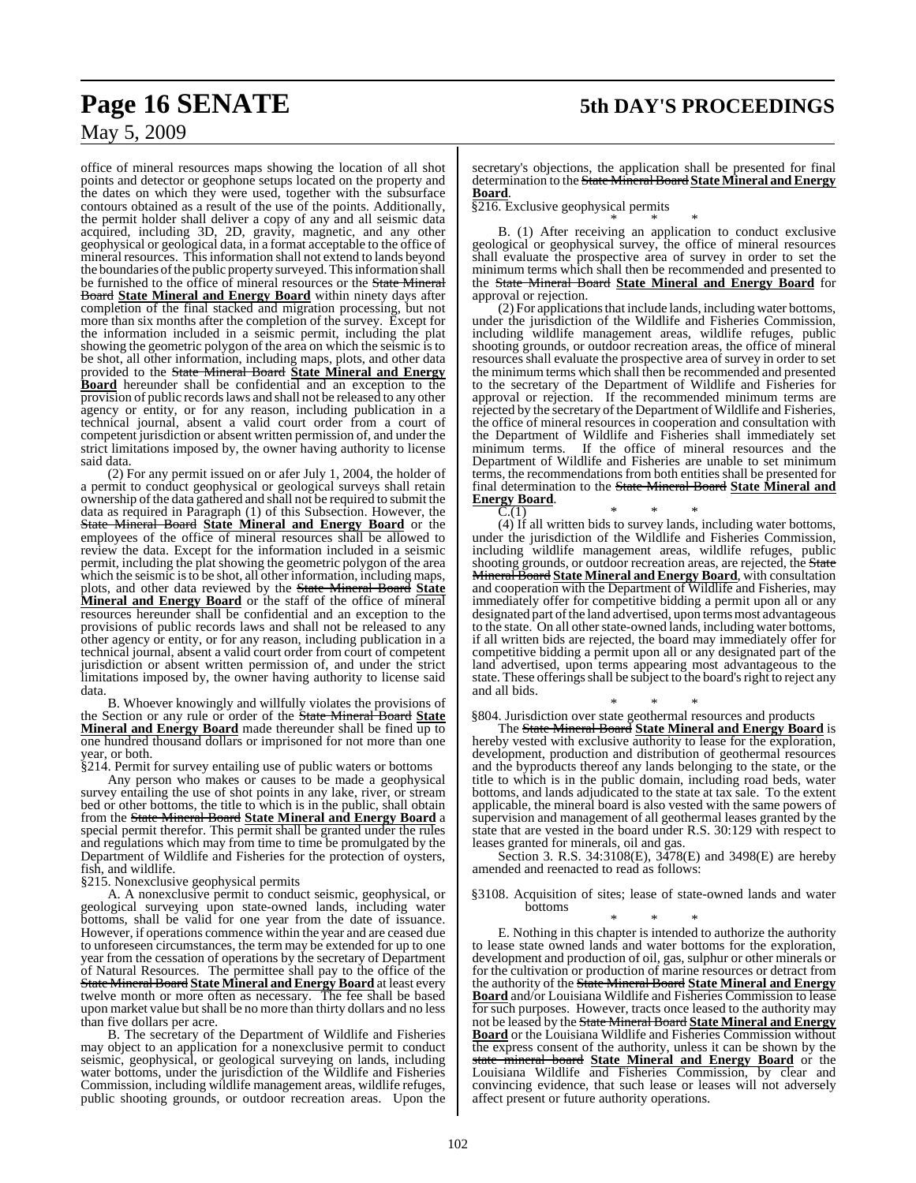office of mineral resources maps showing the location of all shot points and detector or geophone setups located on the property and the dates on which they were used, together with the subsurface contours obtained as a result of the use of the points. Additionally, the permit holder shall deliver a copy of any and all seismic data acquired, including 3D, 2D, gravity, magnetic, and any other geophysical or geological data, in a format acceptable to the office of mineral resources. This information shall not extend to lands beyond the boundaries of the public property surveyed. This information shall be furnished to the office of mineral resources or the ~~State Mineral Board~~ **State Mineral and Energy Board** within ninety days after completion of the final stacked and migration processing, but not more than six months after the completion of the survey. Except for the information included in a seismic permit, including the plat showing the geometric polygon of the area on which the seismic is to be shot, all other information, including maps, plots, and other data provided to the ~~State Mineral Board~~ **State Mineral and Energy Board** hereunder shall be confidential and an exception to the provision of public records laws and shall not be released to any other agency or entity, or for any reason, including publication in a technical journal, absent a valid court order from a court of competent jurisdiction or absent written permission of, and under the strict limitations imposed by, the owner having authority to license said data.

(2) For any permit issued on or afer July 1, 2004, the holder of a permit to conduct geophysical or geological surveys shall retain ownership of the data gathered and shall not be required to submit the data as required in Paragraph (1) of this Subsection. However, the ~~State Mineral Board~~ **State Mineral and Energy Board** or the employees of the office of mineral resources shall be allowed to review the data. Except for the information included in a seismic permit, including the plat showing the geometric polygon of the area which the seismic is to be shot, all other information, including maps, plots, and other data reviewed by the ~~State Mineral Board~~ **State Mineral and Energy Board** or the staff of the office of mineral resources hereunder shall be confidential and an exception to the provisions of public records laws and shall not be released to any other agency or entity, or for any reason, including publication in a technical journal, absent a valid court order from court of competent jurisdiction or absent written permission of, and under the strict limitations imposed by, the owner having authority to license said data.

B. Whoever knowingly and willfully violates the provisions of the Section or any rule or order of the ~~State Mineral Board~~ **State Mineral and Energy Board** made thereunder shall be fined up to one hundred thousand dollars or imprisoned for not more than one year, or both.

§214. Permit for survey entailing use of public waters or bottoms

Any person who makes or causes to be made a geophysical survey entailing the use of shot points in any lake, river, or stream bed or other bottoms, the title to which is in the public, shall obtain from the ~~State Mineral Board~~ **State Mineral and Energy Board** a special permit therefor. This permit shall be granted under the rules and regulations which may from time to time be promulgated by the Department of Wildlife and Fisheries for the protection of oysters, fish, and wildlife.

§215. Nonexclusive geophysical permits

A. A nonexclusive permit to conduct seismic, geophysical, or geological surveying upon state-owned lands, including water bottoms, shall be valid for one year from the date of issuance. However, if operations commence within the year and are ceased due to unforeseen circumstances, the term may be extended for up to one year from the cessation of operations by the secretary of Department of Natural Resources. The permittee shall pay to the office of the ~~State Mineral Board~~ **State Mineral and Energy Board** at least every twelve month or more often as necessary. The fee shall be based upon market value but shall be no more than thirty dollars and no less than five dollars per acre.

B. The secretary of the Department of Wildlife and Fisheries may object to an application for a nonexclusive permit to conduct seismic, geophysical, or geological surveying on lands, including water bottoms, under the jurisdiction of the Wildlife and Fisheries Commission, including wildlife management areas, wildlife refuges, public shooting grounds, or outdoor recreation areas. Upon the secretary's objections, the application shall be presented for final determination to the ~~State Mineral Board~~ **State Mineral and Energy Board**.

§216. Exclusive geophysical permits

\* \* \*

B. (1) After receiving an application to conduct exclusive geological or geophysical survey, the office of mineral resources shall evaluate the prospective area of survey in order to set the minimum terms which shall then be recommended and presented to the ~~State Mineral Board~~ **State Mineral and Energy Board** for approval or rejection.

(2) For applications that include lands, including water bottoms, under the jurisdiction of the Wildlife and Fisheries Commission, including wildlife management areas, wildlife refuges, public shooting grounds, or outdoor recreation areas, the office of mineral resources shall evaluate the prospective area of survey in order to set the minimum terms which shall then be recommended and presented to the secretary of the Department of Wildlife and Fisheries for approval or rejection. If the recommended minimum terms are rejected by the secretary of the Department of Wildlife and Fisheries, the office of mineral resources in cooperation and consultation with the Department of Wildlife and Fisheries shall immediately set minimum terms. If the office of mineral resources and the Department of Wildlife and Fisheries are unable to set minimum terms, the recommendations from both entities shall be presented for final determination to the ~~State Mineral Board~~ **State Mineral and Energy Board**.

C.(1) \* \* \*

(4) If all written bids to survey lands, including water bottoms, under the jurisdiction of the Wildlife and Fisheries Commission, including wildlife management areas, wildlife refuges, public shooting grounds, or outdoor recreation areas, are rejected, the ~~State Mineral Board~~ **State Mineral and Energy Board**, with consultation and cooperation with the Department of Wildlife and Fisheries, may immediately offer for competitive bidding a permit upon all or any designated part of the land advertised, upon terms most advantageous to the state. On all other state-owned lands, including water bottoms, if all written bids are rejected, the board may immediately offer for competitive bidding a permit upon all or any designated part of the land advertised, upon terms appearing most advantageous to the state. These offerings shall be subject to the board's right to reject any and all bids.

\* \* \*

§804. Jurisdiction over state geothermal resources and products

The ~~State Mineral Board~~ **State Mineral and Energy Board** is hereby vested with exclusive authority to lease for the exploration, development, production and distribution of geothermal resources and the byproducts thereof any lands belonging to the state, or the title to which is in the public domain, including road beds, water bottoms, and lands adjudicated to the state at tax sale. To the extent applicable, the mineral board is also vested with the same powers of supervision and management of all geothermal leases granted by the state that are vested in the board under R.S. 30:129 with respect to leases granted for minerals, oil and gas.

Section 3. R.S. 34:3108(E), 3478(E) and 3498(E) are hereby amended and reenacted to read as follows:

§3108. Acquisition of sites; lease of state-owned lands and water bottoms

\* \* \*

E. Nothing in this chapter is intended to authorize the authority to lease state owned lands and water bottoms for the exploration, development and production of oil, gas, sulphur or other minerals or for the cultivation or production of marine resources or detract from the authority of the ~~State Mineral Board~~ **State Mineral and Energy Board** and/or Louisiana Wildlife and Fisheries Commission to lease for such purposes. However, tracts once leased to the authority may not be leased by the ~~State Mineral Board~~ **State Mineral and Energy Board** or the Louisiana Wildlife and Fisheries Commission without the express consent of the authority, unless it can be shown by the ~~state mineral board~~ **State Mineral and Energy Board** or the Louisiana Wildlife and Fisheries Commission, by clear and convincing evidence, that such lease or leases will not adversely affect present or future authority operations.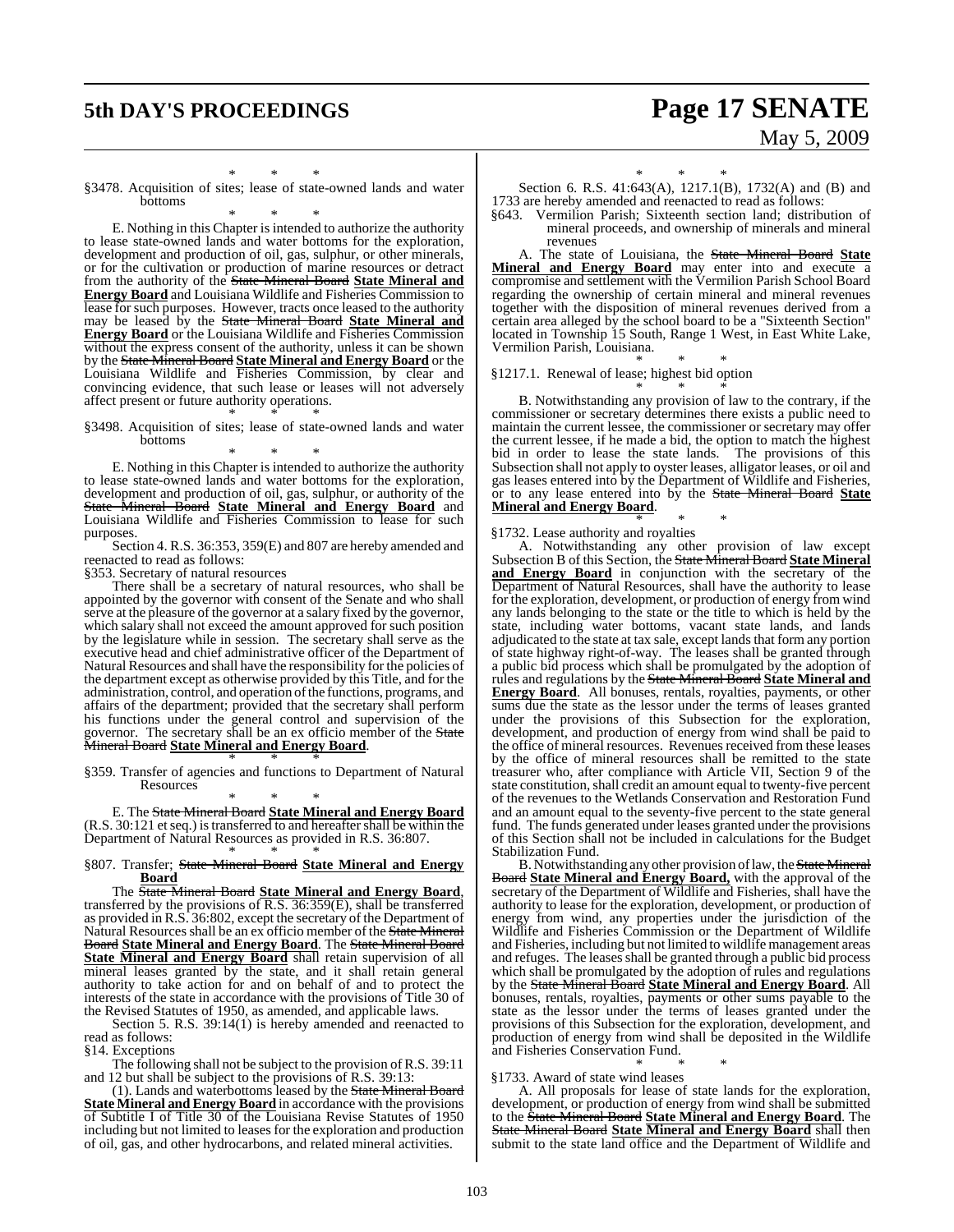\* \* \*

§3478. Acquisition of sites; lease of state-owned lands and water bottoms

\* \* \*

E. Nothing in this Chapter is intended to authorize the authority to lease state-owned lands and water bottoms for the exploration, development and production of oil, gas, sulphur, or other minerals, or for the cultivation or production of marine resources or detract from the authority of the ~~State Mineral Board~~ **State Mineral and Energy Board** and Louisiana Wildlife and Fisheries Commission to lease for such purposes. However, tracts once leased to the authority may be leased by the ~~State Mineral Board~~ **State Mineral and Energy Board** or the Louisiana Wildlife and Fisheries Commission without the express consent of the authority, unless it can be shown by the ~~State Mineral Board~~ **State Mineral and Energy Board** or the Louisiana Wildlife and Fisheries Commission, by clear and convincing evidence, that such lease or leases will not adversely affect present or future authority operations.

\* \* \*

§3498. Acquisition of sites; lease of state-owned lands and water bottoms

\* \* \*

E. Nothing in this Chapter is intended to authorize the authority to lease state-owned lands and water bottoms for the exploration, development and production of oil, gas, sulphur, or authority of the ~~State Mineral Board~~ **State Mineral and Energy Board** and Louisiana Wildlife and Fisheries Commission to lease for such purposes.

Section 4. R.S. 36:353, 359(E) and 807 are hereby amended and reenacted to read as follows:

§353. Secretary of natural resources

There shall be a secretary of natural resources, who shall be appointed by the governor with consent of the Senate and who shall serve at the pleasure of the governor at a salary fixed by the governor, which salary shall not exceed the amount approved for such position by the legislature while in session. The secretary shall serve as the executive head and chief administrative officer of the Department of Natural Resources and shall have the responsibility for the policies of the department except as otherwise provided by this Title, and for the administration, control, and operation of the functions, programs, and affairs of the department; provided that the secretary shall perform his functions under the general control and supervision of the governor. The secretary shall be an ex officio member of the ~~State Mineral Board~~ **State Mineral and Energy Board**.

\* \* \*

§359. Transfer of agencies and functions to Department of Natural Resources

\* \* \*

E. The ~~State Mineral Board~~ **State Mineral and Energy Board** (R.S. 30:121 et seq.) is transferred to and hereafter shall be within the Department of Natural Resources as provided in R.S. 36:807.

\* \* \*

§807. Transfer; ~~State Mineral Board~~ **State Mineral and Energy Board**

The ~~State Mineral Board~~ **State Mineral and Energy Board**, transferred by the provisions of R.S. 36:359(E), shall be transferred as provided in R.S. 36:802, except the secretary of the Department of Natural Resources shall be an ex officio member of the ~~State Mineral Board~~ **State Mineral and Energy Board**. The ~~State Mineral Board~~ **State Mineral and Energy Board** shall retain supervision of all mineral leases granted by the state, and it shall retain general authority to take action for and on behalf of and to protect the interests of the state in accordance with the provisions of Title 30 of the Revised Statutes of 1950, as amended, and applicable laws.

Section 5. R.S. 39:14(1) is hereby amended and reenacted to read as follows:

§14. Exceptions

The following shall not be subject to the provision of R.S. 39:11 and 12 but shall be subject to the provisions of R.S. 39:13:

(1). Lands and waterbottoms leased by the ~~State Mineral Board~~ **State Mineral and Energy Board** in accordance with the provisions of Subtitle I of Title 30 of the Louisiana Revise Statutes of 1950 including but not limited to leases for the exploration and production of oil, gas, and other hydrocarbons, and related mineral activities.

\* \* \*

Section 6. R.S. 41:643(A), 1217.1(B), 1732(A) and (B) and 1733 are hereby amended and reenacted to read as follows:

§643. Vermilion Parish; Sixteenth section land; distribution of mineral proceeds, and ownership of minerals and mineral revenues

A. The state of Louisiana, the ~~State Mineral Board~~ **State Mineral and Energy Board** may enter into and execute a compromise and settlement with the Vermilion Parish School Board regarding the ownership of certain mineral and mineral revenues together with the disposition of mineral revenues derived from a certain area alleged by the school board to be a "Sixteenth Section" located in Township 15 South, Range 1 West, in East White Lake, Vermilion Parish, Louisiana.

\* \* \*

§1217.1. Renewal of lease; highest bid option

\* \* \*

B. Notwithstanding any provision of law to the contrary, if the commissioner or secretary determines there exists a public need to maintain the current lessee, the commissioner or secretary may offer the current lessee, if he made a bid, the option to match the highest bid in order to lease the state lands. The provisions of this Subsection shall not apply to oyster leases, alligator leases, or oil and gas leases entered into by the Department of Wildlife and Fisheries, or to any lease entered into by the ~~State Mineral Board~~ **State Mineral and Energy Board**.

\* \* \*

§1732. Lease authority and royalties

A. Notwithstanding any other provision of law except Subsection B of this Section, the ~~State Mineral Board~~ **State Mineral and Energy Board** in conjunction with the secretary of the Department of Natural Resources, shall have the authority to lease for the exploration, development, or production of energy from wind any lands belonging to the state or the title to which is held by the state, including water bottoms, vacant state lands, and lands adjudicated to the state at tax sale, except lands that form any portion of state highway right-of-way. The leases shall be granted through a public bid process which shall be promulgated by the adoption of rules and regulations by the ~~State Mineral Board~~ **State Mineral and Energy Board**. All bonuses, rentals, royalties, payments, or other sums due the state as the lessor under the terms of leases granted under the provisions of this Subsection for the exploration, development, and production of energy from wind shall be paid to the office of mineral resources. Revenues received from these leases by the office of mineral resources shall be remitted to the state treasurer who, after compliance with Article VII, Section 9 of the state constitution, shall credit an amount equal to twenty-five percent of the revenues to the Wetlands Conservation and Restoration Fund and an amount equal to the seventy-five percent to the state general fund. The funds generated under leases granted under the provisions of this Section shall not be included in calculations for the Budget Stabilization Fund.

B. Notwithstanding any other provision of law, the ~~State Mineral Board~~ **State Mineral and Energy Board,** with the approval of the secretary of the Department of Wildlife and Fisheries, shall have the authority to lease for the exploration, development, or production of energy from wind, any properties under the jurisdiction of the Wildlife and Fisheries Commission or the Department of Wildlife and Fisheries, including but not limited to wildlife management areas and refuges. The leases shall be granted through a public bid process which shall be promulgated by the adoption of rules and regulations by the ~~State Mineral Board~~ **State Mineral and Energy Board**. All bonuses, rentals, royalties, payments or other sums payable to the state as the lessor under the terms of leases granted under the provisions of this Subsection for the exploration, development, and production of energy from wind shall be deposited in the Wildlife and Fisheries Conservation Fund.

\* \* \*

§1733. Award of state wind leases

A. All proposals for lease of state lands for the exploration, development, or production of energy from wind shall be submitted to the ~~State Mineral Board~~ **State Mineral and Energy Board**. The ~~State Mineral Board~~ **State Mineral and Energy Board** shall then submit to the state land office and the Department of Wildlife and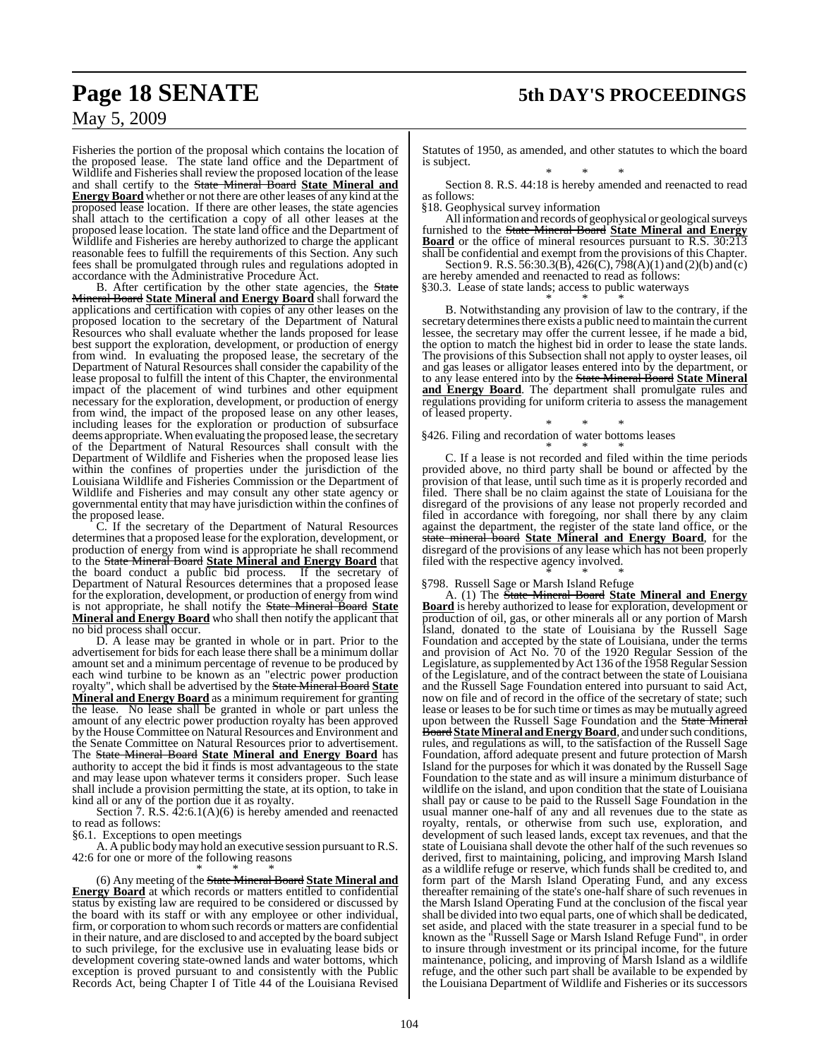Fisheries the portion of the proposal which contains the location of the proposed lease. The state land office and the Department of Wildlife and Fisheries shall review the proposed location of the lease and shall certify to the ~~State Mineral Board~~ **State Mineral and Energy Board** whether or not there are other leases of any kind at the proposed lease location. If there are other leases, the state agencies shall attach to the certification a copy of all other leases at the proposed lease location. The state land office and the Department of Wildlife and Fisheries are hereby authorized to charge the applicant reasonable fees to fulfill the requirements of this Section. Any such fees shall be promulgated through rules and regulations adopted in accordance with the Administrative Procedure Act.

B. After certification by the other state agencies, the ~~State Mineral Board~~ **State Mineral and Energy Board** shall forward the applications and certification with copies of any other leases on the proposed location to the secretary of the Department of Natural Resources who shall evaluate whether the lands proposed for lease best support the exploration, development, or production of energy from wind. In evaluating the proposed lease, the secretary of the Department of Natural Resources shall consider the capability of the lease proposal to fulfill the intent of this Chapter, the environmental impact of the placement of wind turbines and other equipment necessary for the exploration, development, or production of energy from wind, the impact of the proposed lease on any other leases, including leases for the exploration or production of subsurface deems appropriate. When evaluating the proposed lease, the secretary of the Department of Natural Resources shall consult with the Department of Wildlife and Fisheries when the proposed lease lies within the confines of properties under the jurisdiction of the Louisiana Wildlife and Fisheries Commission or the Department of Wildlife and Fisheries and may consult any other state agency or governmental entity that may have jurisdiction within the confines of the proposed lease.

C. If the secretary of the Department of Natural Resources determines that a proposed lease for the exploration, development, or production of energy from wind is appropriate he shall recommend to the ~~State Mineral Board~~ **State Mineral and Energy Board** that the board conduct a public bid process. If the secretary of Department of Natural Resources determines that a proposed lease for the exploration, development, or production of energy from wind is not appropriate, he shall notify the ~~State Mineral Board~~ **State Mineral and Energy Board** who shall then notify the applicant that no bid process shall occur.

D. A lease may be granted in whole or in part. Prior to the advertisement for bids for each lease there shall be a minimum dollar amount set and a minimum percentage of revenue to be produced by each wind turbine to be known as an "electric power production royalty", which shall be advertised by the ~~State Mineral Board~~ **State Mineral and Energy Board** as a minimum requirement for granting the lease. No lease shall be granted in whole or part unless the amount of any electric power production royalty has been approved by the House Committee on Natural Resources and Environment and the Senate Committee on Natural Resources prior to advertisement. The ~~State Mineral Board~~ **State Mineral and Energy Board** has authority to accept the bid it finds is most advantageous to the state and may lease upon whatever terms it considers proper. Such lease shall include a provision permitting the state, at its option, to take in kind all or any of the portion due it as royalty.

Section 7. R.S. 42:6.1(A)(6) is hereby amended and reenacted to read as follows:

§6.1. Exceptions to open meetings

A. A public body may hold an executive session pursuant to R.S. 42:6 for one or more of the following reasons

\* \* \*

(6) Any meeting of the ~~State Mineral Board~~ **State Mineral and Energy Board** at which records or matters entitled to confidential status by existing law are required to be considered or discussed by the board with its staff or with any employee or other individual, firm, or corporation to whom such records or matters are confidential in their nature, and are disclosed to and accepted by the board subject to such privilege, for the exclusive use in evaluating lease bids or development covering state-owned lands and water bottoms, which exception is proved pursuant to and consistently with the Public Records Act, being Chapter I of Title 44 of the Louisiana Revised Statutes of 1950, as amended, and other statutes to which the board is subject.

\* \* \*

Section 8. R.S. 44:18 is hereby amended and reenacted to read as follows:

§18. Geophysical survey information

All information and records of geophysical or geological surveys furnished to the ~~State Mineral Board~~ **State Mineral and Energy Board** or the office of mineral resources pursuant to R.S. 30:213 shall be confidential and exempt from the provisions of this Chapter.

Section 9. R.S. 56:30.3(B), 426(C), 798(A)(1) and (2)(b) and (c) are hereby amended and reenacted to read as follows:

§30.3. Lease of state lands; access to public waterways

\* \* \*

B. Notwithstanding any provision of law to the contrary, if the secretary determines there exists a public need to maintain the current lessee, the secretary may offer the current lessee, if he made a bid, the option to match the highest bid in order to lease the state lands. The provisions of this Subsection shall not apply to oyster leases, oil and gas leases or alligator leases entered into by the department, or to any lease entered into by the ~~State Mineral Board~~ **State Mineral and Energy Board**. The department shall promulgate rules and regulations providing for uniform criteria to assess the management of leased property.

\* \* \*

§426. Filing and recordation of water bottoms leases

\* \* \*

C. If a lease is not recorded and filed within the time periods provided above, no third party shall be bound or affected by the provision of that lease, until such time as it is properly recorded and filed. There shall be no claim against the state of Louisiana for the disregard of the provisions of any lease not properly recorded and filed in accordance with foregoing, nor shall there by any claim against the department, the register of the state land office, or the ~~state mineral board~~ **State Mineral and Energy Board**, for the disregard of the provisions of any lease which has not been properly filed with the respective agency involved.

\* \* \*

§798. Russell Sage or Marsh Island Refuge

A. (1) The ~~State Mineral Board~~ **State Mineral and Energy Board** is hereby authorized to lease for exploration, development or production of oil, gas, or other minerals all or any portion of Marsh Island, donated to the state of Louisiana by the Russell Sage Foundation and accepted by the state of Louisiana, under the terms and provision of Act No. 70 of the 1920 Regular Session of the Legislature, as supplemented by Act 136 of the 1958 Regular Session of the Legislature, and of the contract between the state of Louisiana and the Russell Sage Foundation entered into pursuant to said Act, now on file and of record in the office of the secretary of state; such lease or leases to be for such time or times as may be mutually agreed upon between the Russell Sage Foundation and the ~~State Mineral Board~~ **State Mineral and Energy Board**, and under such conditions, rules, and regulations as will, to the satisfaction of the Russell Sage Foundation, afford adequate present and future protection of Marsh Island for the purposes for which it was donated by the Russell Sage Foundation to the state and as will insure a minimum disturbance of wildlife on the island, and upon condition that the state of Louisiana shall pay or cause to be paid to the Russell Sage Foundation in the usual manner one-half of any and all revenues due to the state as royalty, rentals, or otherwise from such use, exploration, and development of such leased lands, except tax revenues, and that the state of Louisiana shall devote the other half of the such revenues so derived, first to maintaining, policing, and improving Marsh Island as a wildlife refuge or reserve, which funds shall be credited to, and form part of the Marsh Island Operating Fund, and any excess thereafter remaining of the state's one-half share of such revenues in the Marsh Island Operating Fund at the conclusion of the fiscal year shall be divided into two equal parts, one of which shall be dedicated, set aside, and placed with the state treasurer in a special fund to be known as the "Russell Sage or Marsh Island Refuge Fund", in order to insure through investment or its principal income, for the future maintenance, policing, and improving of Marsh Island as a wildlife refuge, and the other such part shall be available to be expended by the Louisiana Department of Wildlife and Fisheries or its successors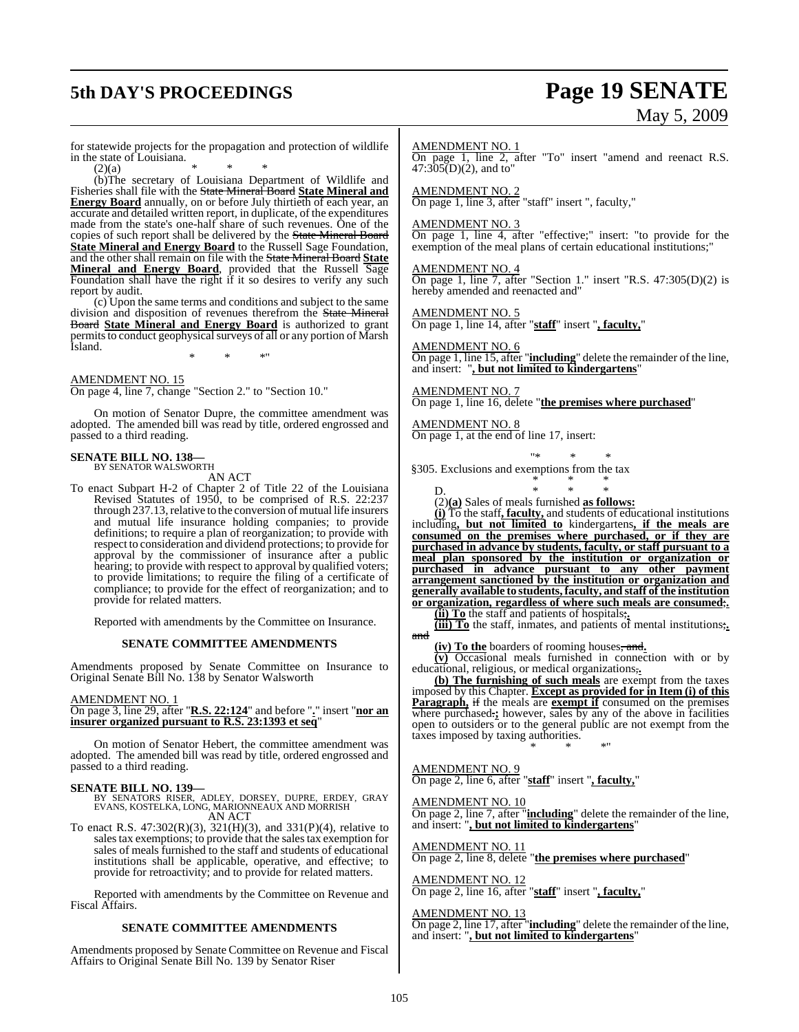for statewide projects for the propagation and protection of wildlife in the state of Louisiana.

(2)(a) * * *

(b)The secretary of Louisiana Department of Wildlife and Fisheries shall file with the ~~State Mineral Board~~ **State Mineral and Energy Board** annually, on or before July thirtieth of each year, an accurate and detailed written report, in duplicate, of the expenditures made from the state's one-half share of such revenues. One of the copies of such report shall be delivered by the ~~State Mineral Board~~ **State Mineral and Energy Board** to the Russell Sage Foundation, and the other shall remain on file with the ~~State Mineral Board~~ **State Mineral and Energy Board**, provided that the Russell Sage Foundation shall have the right if it so desires to verify any such report by audit.

(c) Upon the same terms and conditions and subject to the same division and disposition of revenues therefrom the ~~State Mineral Board~~ **State Mineral and Energy Board** is authorized to grant permits to conduct geophysical surveys of all or any portion of Marsh Island.

\* \* \*"

AMENDMENT NO. 15

On page 4, line 7, change "Section 2." to "Section 10."

On motion of Senator Dupre, the committee amendment was adopted. The amended bill was read by title, ordered engrossed and passed to a third reading.

**SENATE BILL NO. 138—**
BY SENATOR WALSWORTH

AN ACT

To enact Subpart H-2 of Chapter 2 of Title 22 of the Louisiana Revised Statutes of 1950, to be comprised of R.S. 22:237 through 237.13, relative to the conversion of mutual life insurers and mutual life insurance holding companies; to provide definitions; to require a plan of reorganization; to provide with respect to consideration and dividend protections; to provide for approval by the commissioner of insurance after a public hearing; to provide with respect to approval by qualified voters; to provide limitations; to require the filing of a certificate of compliance; to provide for the effect of reorganization; and to provide for related matters.

Reported with amendments by the Committee on Insurance.

**SENATE COMMITTEE AMENDMENTS**

Amendments proposed by Senate Committee on Insurance to Original Senate Bill No. 138 by Senator Walsworth

AMENDMENT NO. 1

On page 3, line 29, after "**R.S. 22:124**" and before "**.**" insert "**nor an insurer organized pursuant to R.S. 23:1393 et seq**"

On motion of Senator Hebert, the committee amendment was adopted. The amended bill was read by title, ordered engrossed and passed to a third reading.

**SENATE BILL NO. 139—**
BY SENATORS RISER, ADLEY, DORSEY, DUPRE, ERDEY, GRAY EVANS, KOSTELKA, LONG, MARIONNEAUX AND MORRISH

AN ACT

To enact R.S. 47:302(R)(3), 321(H)(3), and 331(P)(4), relative to sales tax exemptions; to provide that the sales tax exemption for sales of meals furnished to the staff and students of educational institutions shall be applicable, operative, and effective; to provide for retroactivity; and to provide for related matters.

Reported with amendments by the Committee on Revenue and Fiscal Affairs.

**SENATE COMMITTEE AMENDMENTS**

Amendments proposed by Senate Committee on Revenue and Fiscal Affairs to Original Senate Bill No. 139 by Senator Riser

AMENDMENT NO. 1

On page 1, line 2, after "To" insert "amend and reenact R.S. 47:305(D)(2), and to"

AMENDMENT NO. 2

On page 1, line 3, after "staff" insert ", faculty,"

AMENDMENT NO. 3

On page 1, line 4, after "effective;" insert: "to provide for the exemption of the meal plans of certain educational institutions;"

AMENDMENT NO. 4

On page 1, line 7, after "Section 1." insert "R.S. 47:305(D)(2) is hereby amended and reenacted and"

AMENDMENT NO. 5

On page 1, line 14, after "**staff**" insert "**, faculty,**"

AMENDMENT NO. 6

On page 1, line 15, after "**including**" delete the remainder of the line, and insert: "**, but not limited to kindergartens**"

AMENDMENT NO. 7

On page 1, line 16, delete "**the premises where purchased**"

AMENDMENT NO. 8

On page 1, at the end of line 17, insert:

"\* \* \*

§305. Exclusions and exemptions from the tax

\* \* \*

D. \* \* \*

(2)**(a)** Sales of meals furnished **as follows:**

**(i)** To the staff**, faculty,** and students of educational institutions including**, but not limited to** kindergartens**, if the meals are consumed on the premises where purchased, or if they are purchased in advance by students, faculty, or staff pursuant to a meal plan sponsored by the institution or organization or purchased in advance pursuant to any other payment arrangement sanctioned by the institution or organization and generally available to students, faculty, and staff of the institution or organization, regardless of where such meals are consumed**~~;~~**.**

**(ii) To** the staff and patients of hospitals~~;~~**.**

**(iii) To** the staff, inmates, and patients of mental institutions~~;~~**.** ~~and~~

**(iv) To the** boarders of rooming houses~~, and~~**.**

**(v)** Occasional meals furnished in connection with or by educational, religious, or medical organizations~~,~~**.**

**(b) The furnishing of such meals** are exempt from the taxes imposed by this Chapter. **Except as provided for in Item (i) of this Paragraph,** ~~if~~ the meals are **exempt if** consumed on the premises where purchased~~.~~**;** however, sales by any of the above in facilities open to outsiders or to the general public are not exempt from the taxes imposed by taxing authorities.

\* \* \*"

AMENDMENT NO. 9

On page 2, line 6, after "**staff**" insert "**, faculty,**"

AMENDMENT NO. 10

On page 2, line 7, after "**including**" delete the remainder of the line, and insert: "**, but not limited to kindergartens**"

AMENDMENT NO. 11

On page 2, line 8, delete "**the premises where purchased**"

AMENDMENT NO. 12

On page 2, line 16, after "**staff**" insert "**, faculty,**"

AMENDMENT NO. 13

On page 2, line 17, after "**including**" delete the remainder of the line, and insert: "**, but not limited to kindergartens**"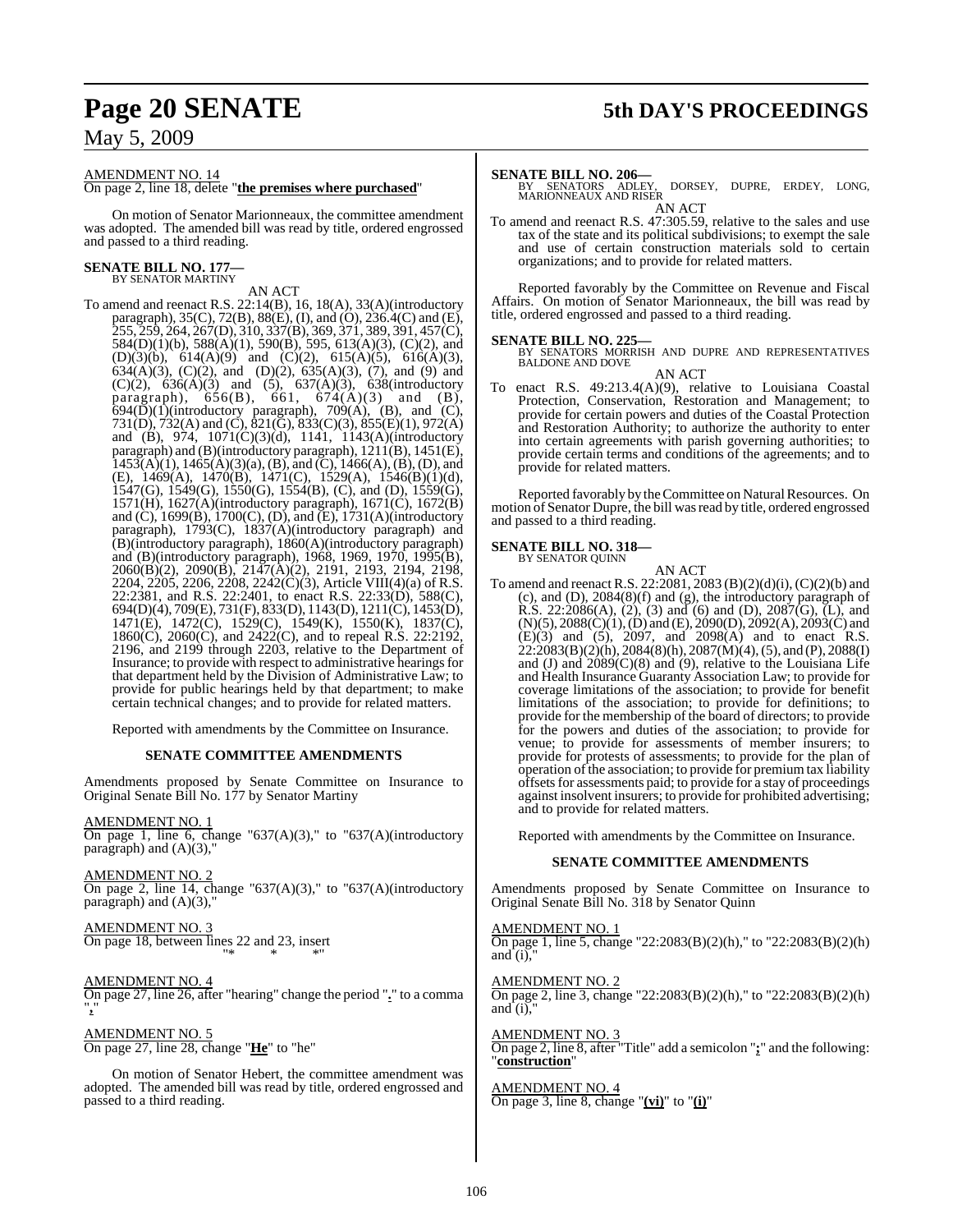AMENDMENT NO. 14
On page 2, line 18, delete "**the premises where purchased**"

On motion of Senator Marionneaux, the committee amendment was adopted. The amended bill was read by title, ordered engrossed and passed to a third reading.

**SENATE BILL NO. 177—**
BY SENATOR MARTINY

AN ACT

To amend and reenact R.S. 22:14(B), 16, 18(A), 33(A)(introductory paragraph), 35(C), 72(B), 88(E), (I), and (O), 236.4(C) and (E), 255, 259, 264, 267(D), 310, 337(B), 369, 371, 389, 391, 457(C), 584(D)(1)(b), 588(A)(1), 590(B), 595, 613(A)(3), (C)(2), and (D)(3)(b), 614(A)(9) and (C)(2), 615(A)(5), 616(A)(3), 634(A)(3), (C)(2), and (D)(2), 635(A)(3), (7), and (9) and (C)(2), 636(A)(3) and (5), 637(A)(3), 638(introductory paragraph), 656(B), 661, 674(A)(3) and (B), 694(D)(1)(introductory paragraph), 709(A), (B), and (C), 731(D), 732(A) and (C), 821(G), 833(C)(3), 855(E)(1), 972(A) and (B), 974, 1071(C)(3)(d), 1141, 1143(A)(introductory paragraph) and (B)(introductory paragraph), 1211(B), 1451(E), 1453(A)(1), 1465(A)(3)(a), (B), and (C), 1466(A), (B), (D), and (E), 1469(A), 1470(B), 1471(C), 1529(A), 1546(B)(1)(d), 1547(G), 1549(G), 1550(G), 1554(B), (C), and (D), 1559(G), 1571(H), 1627(A)(introductory paragraph), 1671(C), 1672(B) and (C), 1699(B), 1700(C), (D), and (E), 1731(A)(introductory paragraph), 1793(C), 1837(A)(introductory paragraph) and (B)(introductory paragraph), 1860(A)(introductory paragraph) and (B)(introductory paragraph), 1968, 1969, 1970, 1995(B), 2060(B)(2), 2090(B), 2147(A)(2), 2191, 2193, 2194, 2198, 2204, 2205, 2206, 2208, 2242(C)(3), Article VIII(4)(a) of R.S. 22:2381, and R.S. 22:2401, to enact R.S. 22:33(D), 588(C), 694(D)(4), 709(E), 731(F), 833(D), 1143(D), 1211(C), 1453(D), 1471(E), 1472(C), 1529(C), 1549(K), 1550(K), 1837(C), 1860(C), 2060(C), and 2422(C), and to repeal R.S. 22:2192, 2196, and 2199 through 2203, relative to the Department of Insurance; to provide with respect to administrative hearings for that department held by the Division of Administrative Law; to provide for public hearings held by that department; to make certain technical changes; and to provide for related matters.

Reported with amendments by the Committee on Insurance.

**SENATE COMMITTEE AMENDMENTS**

Amendments proposed by Senate Committee on Insurance to Original Senate Bill No. 177 by Senator Martiny

AMENDMENT NO. 1
On page 1, line 6, change "637(A)(3)," to "637(A)(introductory paragraph) and (A)(3),"

AMENDMENT NO. 2
On page 2, line 14, change "637(A)(3)," to "637(A)(introductory paragraph) and (A)(3),"

AMENDMENT NO. 3
On page 18, between lines 22 and 23, insert
"* * *"

AMENDMENT NO. 4
On page 27, line 26, after "hearing" change the period "**.**" to a comma "**,**"

AMENDMENT NO. 5
On page 27, line 28, change "**He**" to "he"

On motion of Senator Hebert, the committee amendment was adopted. The amended bill was read by title, ordered engrossed and passed to a third reading.

**SENATE BILL NO. 206—**
BY SENATORS ADLEY, DORSEY, DUPRE, ERDEY, LONG, MARIONNEAUX AND RISER

AN ACT

To amend and reenact R.S. 47:305.59, relative to the sales and use tax of the state and its political subdivisions; to exempt the sale and use of certain construction materials sold to certain organizations; and to provide for related matters.

Reported favorably by the Committee on Revenue and Fiscal Affairs. On motion of Senator Marionneaux, the bill was read by title, ordered engrossed and passed to a third reading.

**SENATE BILL NO. 225—**
BY SENATORS MORRISH AND DUPRE AND REPRESENTATIVES BALDONE AND DOVE

AN ACT

To enact R.S. 49:213.4(A)(9), relative to Louisiana Coastal Protection, Conservation, Restoration and Management; to provide for certain powers and duties of the Coastal Protection and Restoration Authority; to authorize the authority to enter into certain agreements with parish governing authorities; to provide certain terms and conditions of the agreements; and to provide for related matters.

Reported favorably by the Committee on Natural Resources. On motion of Senator Dupre, the bill was read by title, ordered engrossed and passed to a third reading.

**SENATE BILL NO. 318—**
BY SENATOR QUINN

AN ACT

To amend and reenact R.S. 22:2081, 2083 (B)(2)(d)(i), (C)(2)(b) and (c), and (D), 2084(8)(f) and (g), the introductory paragraph of R.S. 22:2086(A), (2), (3) and (6) and (D), 2087(G), (L), and (N)(5), 2088(C)(1), (D) and (E), 2090(D), 2092(A), 2093(C) and (E)(3) and (5), 2097, and 2098(A) and to enact R.S. 22:2083(B)(2)(h), 2084(8)(h), 2087(M)(4), (5), and (P), 2088(I) and (J) and 2089(C)(8) and (9), relative to the Louisiana Life and Health Insurance Guaranty Association Law; to provide for coverage limitations of the association; to provide for benefit limitations of the association; to provide for definitions; to provide for the membership of the board of directors; to provide for the powers and duties of the association; to provide for venue; to provide for assessments of member insurers; to provide for protests of assessments; to provide for the plan of operation of the association; to provide for premium tax liability offsets for assessments paid; to provide for a stay of proceedings against insolvent insurers; to provide for prohibited advertising; and to provide for related matters.

Reported with amendments by the Committee on Insurance.

**SENATE COMMITTEE AMENDMENTS**

Amendments proposed by Senate Committee on Insurance to Original Senate Bill No. 318 by Senator Quinn

AMENDMENT NO. 1
On page 1, line 5, change "22:2083(B)(2)(h)," to "22:2083(B)(2)(h) and (i),"

AMENDMENT NO. 2
On page 2, line 3, change "22:2083(B)(2)(h)," to "22:2083(B)(2)(h) and (i),"

AMENDMENT NO. 3
On page 2, line 8, after "Title" add a semicolon "**;**" and the following: "**construction**"

AMENDMENT NO. 4
On page 3, line 8, change "**(vi)**" to "**(i)**"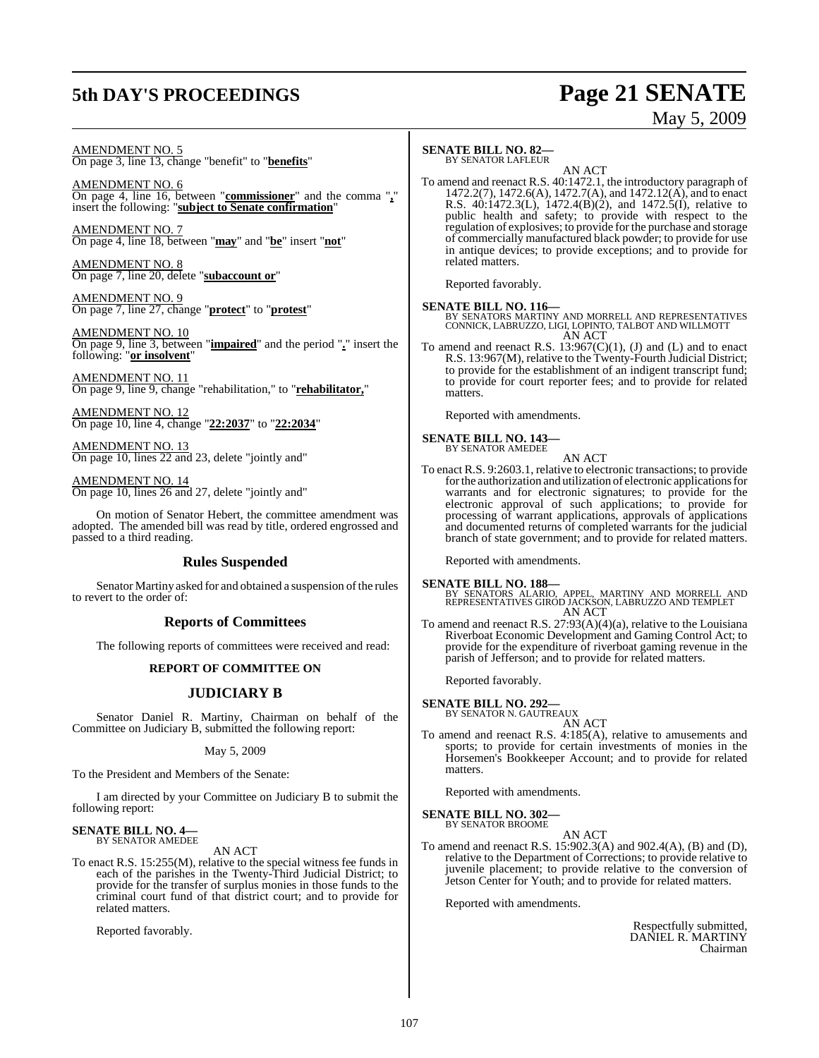AMENDMENT NO. 5
On page 3, line 13, change "benefit" to "**benefits**"

AMENDMENT NO. 6
On page 4, line 16, between "**commissioner**" and the comma "**,**" insert the following: "**subject to Senate confirmation**"

AMENDMENT NO. 7
On page 4, line 18, between "**may**" and "**be**" insert "**not**"

AMENDMENT NO. 8
On page 7, line 20, delete "**subaccount or**"

AMENDMENT NO. 9
On page 7, line 27, change "**protect**" to "**protest**"

AMENDMENT NO. 10
On page 9, line 3, between "**impaired**" and the period "**.**" insert the following: "**or insolvent**"

AMENDMENT NO. 11
On page 9, line 9, change "rehabilitation," to "**rehabilitator,**"

AMENDMENT NO. 12
On page 10, line 4, change "**22:2037**" to "**22:2034**"

AMENDMENT NO. 13
On page 10, lines 22 and 23, delete "jointly and"

AMENDMENT NO. 14
On page 10, lines 26 and 27, delete "jointly and"

On motion of Senator Hebert, the committee amendment was adopted. The amended bill was read by title, ordered engrossed and passed to a third reading.

## Rules Suspended

Senator Martiny asked for and obtained a suspension of the rules to revert to the order of:

## Reports of Committees

The following reports of committees were received and read:

### REPORT OF COMMITTEE ON

## JUDICIARY B

Senator Daniel R. Martiny, Chairman on behalf of the Committee on Judiciary B, submitted the following report:

May 5, 2009

To the President and Members of the Senate:

I am directed by your Committee on Judiciary B to submit the following report:

**SENATE BILL NO. 4—**
BY SENATOR AMEDEE

AN ACT

To enact R.S. 15:255(M), relative to the special witness fee funds in each of the parishes in the Twenty-Third Judicial District; to provide for the transfer of surplus monies in those funds to the criminal court fund of that district court; and to provide for related matters.

Reported favorably.

**SENATE BILL NO. 82—**
BY SENATOR LAFLEUR

AN ACT

To amend and reenact R.S. 40:1472.1, the introductory paragraph of 1472.2(7), 1472.6(A), 1472.7(A), and 1472.12(A), and to enact R.S. 40:1472.3(L), 1472.4(B)(2), and 1472.5(I), relative to public health and safety; to provide with respect to the regulation of explosives; to provide for the purchase and storage of commercially manufactured black powder; to provide for use in antique devices; to provide exceptions; and to provide for related matters.

Reported favorably.

**SENATE BILL NO. 116—**
BY SENATORS MARTINY AND MORRELL AND REPRESENTATIVES CONNICK, LABRUZZO, LIGI, LOPINTO, TALBOT AND WILLMOTT

AN ACT

To amend and reenact R.S. 13:967(C)(1), (J) and (L) and to enact R.S. 13:967(M), relative to the Twenty-Fourth Judicial District; to provide for the establishment of an indigent transcript fund; to provide for court reporter fees; and to provide for related matters.

Reported with amendments.

**SENATE BILL NO. 143—**
BY SENATOR AMEDEE

AN ACT

To enact R.S. 9:2603.1, relative to electronic transactions; to provide for the authorization and utilization of electronic applications for warrants and for electronic signatures; to provide for the electronic approval of such applications; to provide for processing of warrant applications, approvals of applications and documented returns of completed warrants for the judicial branch of state government; and to provide for related matters.

Reported with amendments.

**SENATE BILL NO. 188—**
BY SENATORS ALARIO, APPEL, MARTINY AND MORRELL AND REPRESENTATIVES GIROD JACKSON, LABRUZZO AND TEMPLET

AN ACT

To amend and reenact R.S. 27:93(A)(4)(a), relative to the Louisiana Riverboat Economic Development and Gaming Control Act; to provide for the expenditure of riverboat gaming revenue in the parish of Jefferson; and to provide for related matters.

Reported favorably.

**SENATE BILL NO. 292—**
BY SENATOR N. GAUTREAUX

AN ACT

To amend and reenact R.S. 4:185(A), relative to amusements and sports; to provide for certain investments of monies in the Horsemen's Bookkeeper Account; and to provide for related matters.

Reported with amendments.

**SENATE BILL NO. 302—**
BY SENATOR BROOME

AN ACT

To amend and reenact R.S. 15:902.3(A) and 902.4(A), (B) and (D), relative to the Department of Corrections; to provide relative to juvenile placement; to provide relative to the conversion of Jetson Center for Youth; and to provide for related matters.

Reported with amendments.

Respectfully submitted,
DANIEL R. MARTINY
Chairman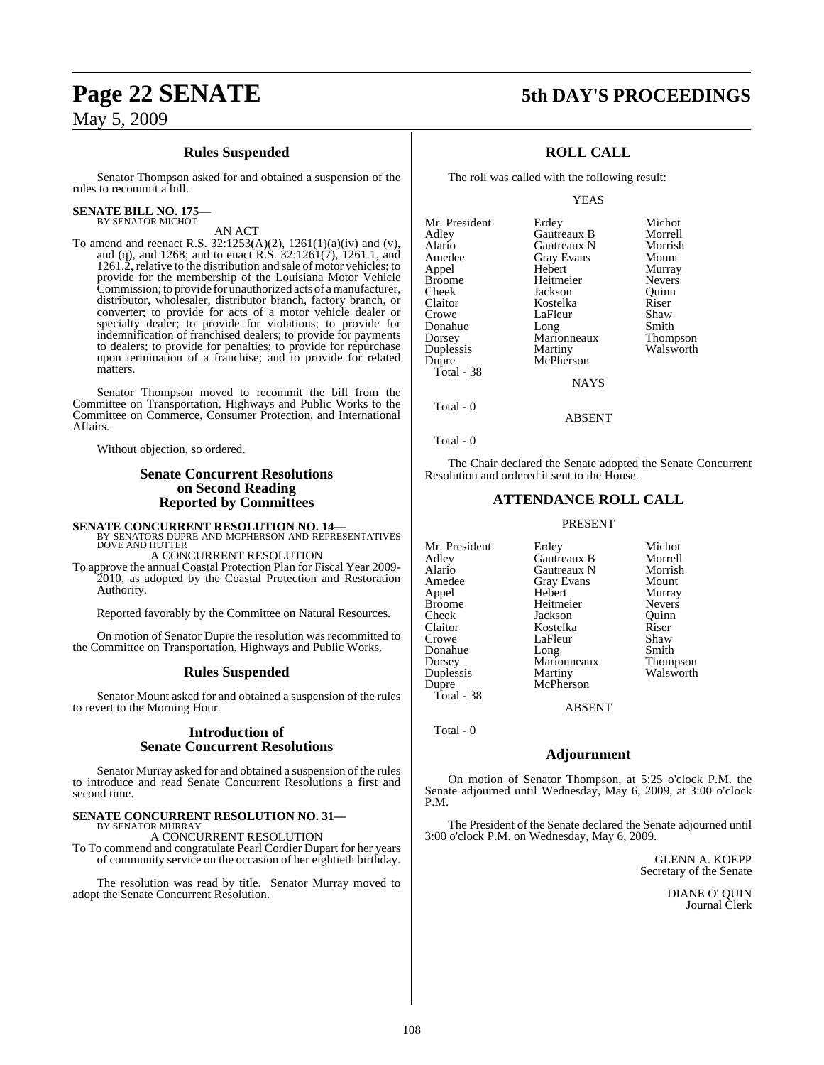## Rules Suspended

Senator Thompson asked for and obtained a suspension of the rules to recommit a bill.

**SENATE BILL NO. 175—**
BY SENATOR MICHOT

AN ACT

To amend and reenact R.S. 32:1253(A)(2), 1261(1)(a)(iv) and (v), and (q), and 1268; and to enact R.S. 32:1261(7), 1261.1, and 1261.2, relative to the distribution and sale of motor vehicles; to provide for the membership of the Louisiana Motor Vehicle Commission; to provide for unauthorized acts of a manufacturer, distributor, wholesaler, distributor branch, factory branch, or converter; to provide for acts of a motor vehicle dealer or specialty dealer; to provide for violations; to provide for indemnification of franchised dealers; to provide for payments to dealers; to provide for penalties; to provide for repurchase upon termination of a franchise; and to provide for related matters.

Senator Thompson moved to recommit the bill from the Committee on Transportation, Highways and Public Works to the Committee on Commerce, Consumer Protection, and International Affairs.

Without objection, so ordered.

## Senate Concurrent Resolutions on Second Reading Reported by Committees

**SENATE CONCURRENT RESOLUTION NO. 14—**
BY SENATORS DUPRE AND MCPHERSON AND REPRESENTATIVES DOVE AND HUTTER

A CONCURRENT RESOLUTION

To approve the annual Coastal Protection Plan for Fiscal Year 2009-2010, as adopted by the Coastal Protection and Restoration Authority.

Reported favorably by the Committee on Natural Resources.

On motion of Senator Dupre the resolution was recommitted to the Committee on Transportation, Highways and Public Works.

## Rules Suspended

Senator Mount asked for and obtained a suspension of the rules to revert to the Morning Hour.

## Introduction of Senate Concurrent Resolutions

Senator Murray asked for and obtained a suspension of the rules to introduce and read Senate Concurrent Resolutions a first and second time.

**SENATE CONCURRENT RESOLUTION NO. 31—**
BY SENATOR MURRAY

A CONCURRENT RESOLUTION

To To commend and congratulate Pearl Cordier Dupart for her years of community service on the occasion of her eightieth birthday.

The resolution was read by title. Senator Murray moved to adopt the Senate Concurrent Resolution.

## ROLL CALL

The roll was called with the following result:

YEAS

| | | |
|---|---|---|
| Mr. President | Erdey | Michot |
| Adley | Gautreaux B | Morrell |
| Alario | Gautreaux N | Morrish |
| Amedee | Gray Evans | Mount |
| Appel | Hebert | Murray |
| Broome | Heitmeier | Nevers |
| Cheek | Jackson | Quinn |
| Claitor | Kostelka | Riser |
| Crowe | LaFleur | Shaw |
| Donahue | Long | Smith |
| Dorsey | Marionneaux | Thompson |
| Duplessis | Martiny | Walsworth |
| Dupre | McPherson | |

Total - 38

NAYS

Total - 0

ABSENT

Total - 0

The Chair declared the Senate adopted the Senate Concurrent Resolution and ordered it sent to the House.

## ATTENDANCE ROLL CALL

PRESENT

| | | |
|---|---|---|
| Mr. President | Erdey | Michot |
| Adley | Gautreaux B | Morrell |
| Alario | Gautreaux N | Morrish |
| Amedee | Gray Evans | Mount |
| Appel | Hebert | Murray |
| Broome | Heitmeier | Nevers |
| Cheek | Jackson | Quinn |
| Claitor | Kostelka | Riser |
| Crowe | LaFleur | Shaw |
| Donahue | Long | Smith |
| Dorsey | Marionneaux | Thompson |
| Duplessis | Martiny | Walsworth |
| Dupre | McPherson | |

Total - 38

ABSENT

Total - 0

## Adjournment

On motion of Senator Thompson, at 5:25 o'clock P.M. the Senate adjourned until Wednesday, May 6, 2009, at 3:00 o'clock P.M.

The President of the Senate declared the Senate adjourned until 3:00 o'clock P.M. on Wednesday, May 6, 2009.

GLENN A. KOEPP
Secretary of the Senate

DIANE O' QUIN
Journal Clerk